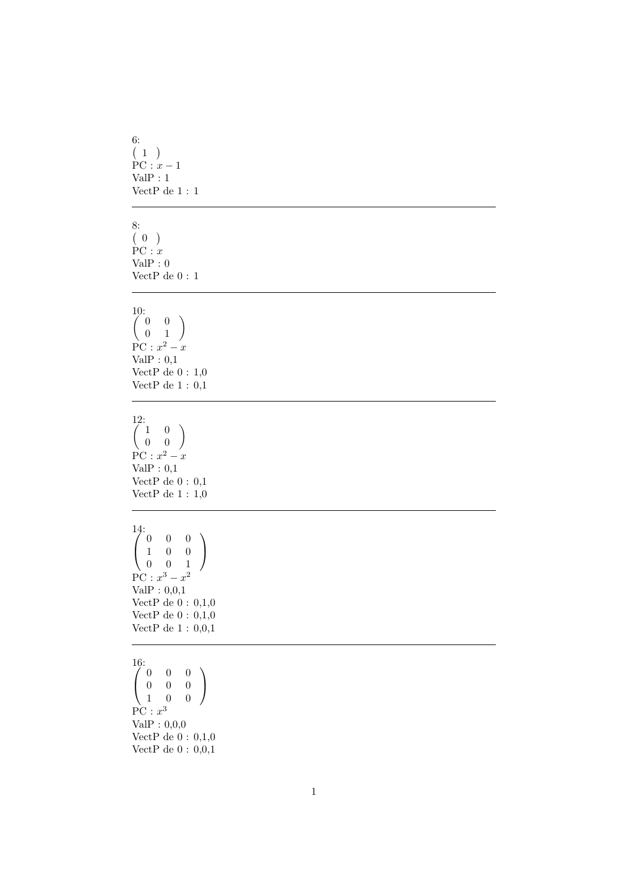6:
$\begin{pmatrix} 1 \end{pmatrix}$
PC : $x - 1$
ValP : 1
VectP de 1 : 1

---

8:
$\begin{pmatrix} 0 \end{pmatrix}$
PC : $x$
ValP : 0
VectP de 0 : 1

---

10:
$\begin{pmatrix} 0 & 0 \\ 0 & 1 \end{pmatrix}$
PC : $x^2 - x$
ValP : 0,1
VectP de 0 : 1,0
VectP de 1 : 0,1

---

12:
$\begin{pmatrix} 1 & 0 \\ 0 & 0 \end{pmatrix}$
PC : $x^2 - x$
ValP : 0,1
VectP de 0 : 0,1
VectP de 1 : 1,0

---

14:
$\begin{pmatrix} 0 & 0 & 0 \\ 1 & 0 & 0 \\ 0 & 0 & 1 \end{pmatrix}$
PC : $x^3 - x^2$
ValP : 0,0,1
VectP de 0 : 0,1,0
VectP de 0 : 0,1,0
VectP de 1 : 0,0,1

---

16:
$\begin{pmatrix} 0 & 0 & 0 \\ 0 & 0 & 0 \\ 1 & 0 & 0 \end{pmatrix}$
PC : $x^3$
ValP : 0,0,0
VectP de 0 : 0,1,0
VectP de 0 : 0,0,1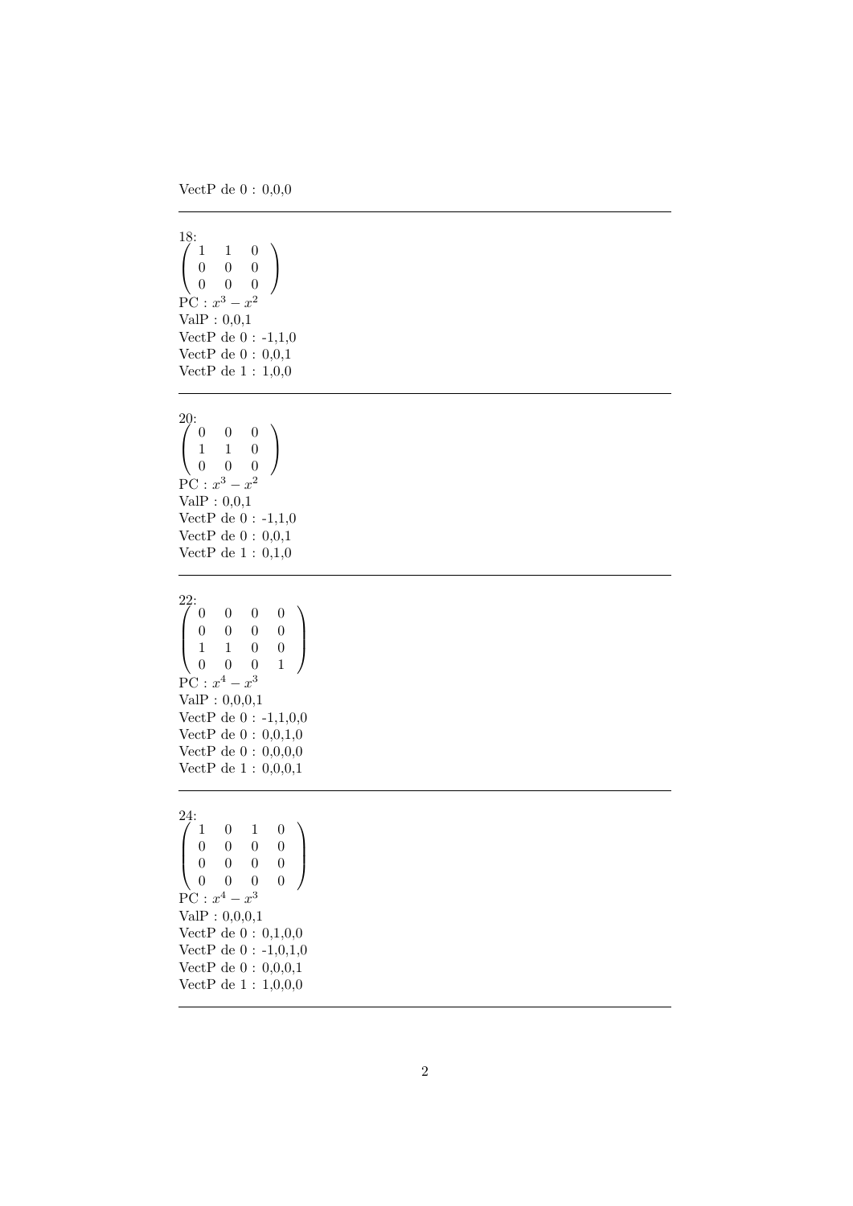VectP de 0 : 0,0,0

---

18:
$$\begin{pmatrix} 1 & 1 & 0 \\ 0 & 0 & 0 \\ 0 & 0 & 0 \end{pmatrix}$$
PC : $x^3 - x^2$
ValP : 0,0,1
VectP de 0 : -1,1,0
VectP de 0 : 0,0,1
VectP de 1 : 1,0,0

---

20:
$$\begin{pmatrix} 0 & 0 & 0 \\ 1 & 1 & 0 \\ 0 & 0 & 0 \end{pmatrix}$$
PC : $x^3 - x^2$
ValP : 0,0,1
VectP de 0 : -1,1,0
VectP de 0 : 0,0,1
VectP de 1 : 0,1,0

---

22:
$$\begin{pmatrix} 0 & 0 & 0 & 0 \\ 0 & 0 & 0 & 0 \\ 1 & 1 & 0 & 0 \\ 0 & 0 & 0 & 1 \end{pmatrix}$$
PC : $x^4 - x^3$
ValP : 0,0,0,1
VectP de 0 : -1,1,0,0
VectP de 0 : 0,0,1,0
VectP de 0 : 0,0,0,0
VectP de 1 : 0,0,0,1

---

24:
$$\begin{pmatrix} 1 & 0 & 1 & 0 \\ 0 & 0 & 0 & 0 \\ 0 & 0 & 0 & 0 \\ 0 & 0 & 0 & 0 \end{pmatrix}$$
PC : $x^4 - x^3$
ValP : 0,0,0,1
VectP de 0 : 0,1,0,0
VectP de 0 : -1,0,1,0
VectP de 0 : 0,0,0,1
VectP de 1 : 1,0,0,0

---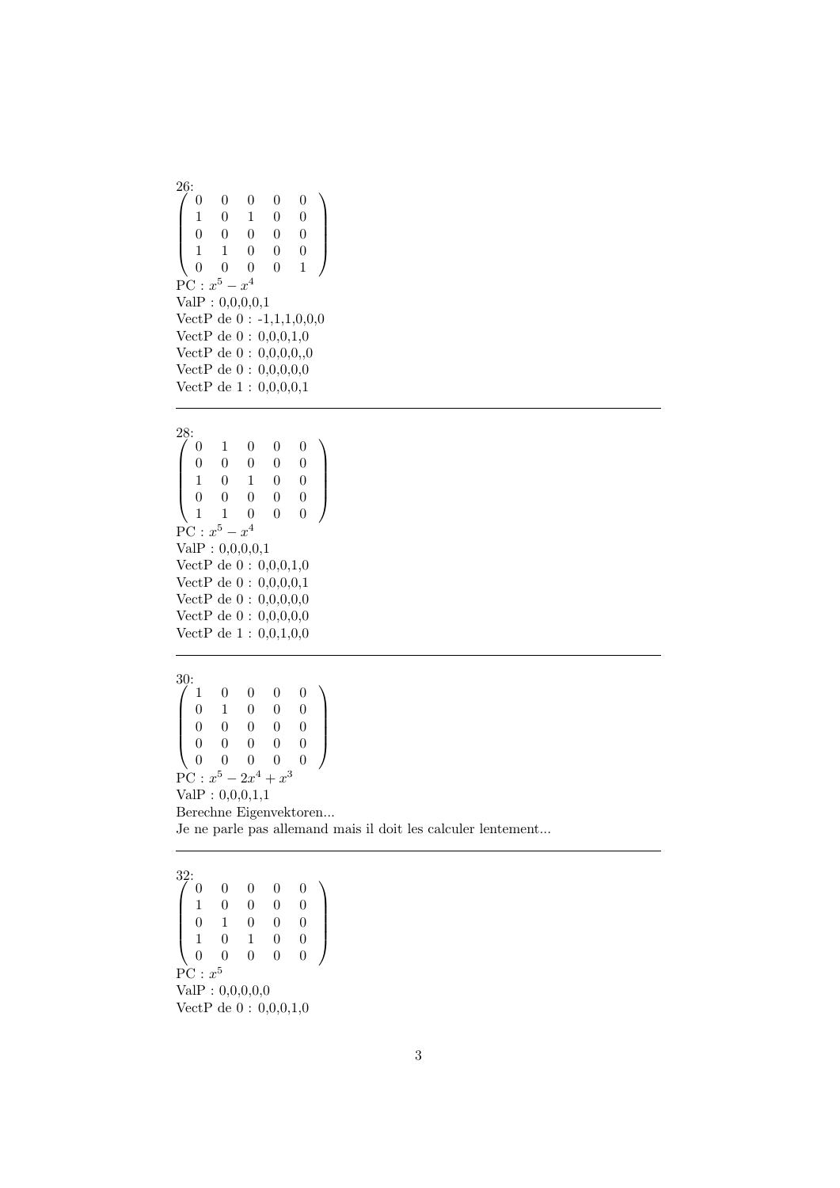26:

$$\begin{pmatrix} 0 & 0 & 0 & 0 & 0 \\ 1 & 0 & 1 & 0 & 0 \\ 0 & 0 & 0 & 0 & 0 \\ 1 & 1 & 0 & 0 & 0 \\ 0 & 0 & 0 & 0 & 1 \end{pmatrix}$$

PC : $x^5 - x^4$
ValP : 0,0,0,0,1
VectP de 0 : -1,1,1,0,0,0
VectP de 0 : 0,0,0,1,0
VectP de 0 : 0,0,0,0,,0
VectP de 0 : 0,0,0,0,0
VectP de 1 : 0,0,0,0,1

---

28:

$$\begin{pmatrix} 0 & 1 & 0 & 0 & 0 \\ 0 & 0 & 0 & 0 & 0 \\ 1 & 0 & 1 & 0 & 0 \\ 0 & 0 & 0 & 0 & 0 \\ 1 & 1 & 0 & 0 & 0 \end{pmatrix}$$

PC : $x^5 - x^4$
ValP : 0,0,0,0,1
VectP de 0 : 0,0,0,1,0
VectP de 0 : 0,0,0,0,1
VectP de 0 : 0,0,0,0,0
VectP de 0 : 0,0,0,0,0
VectP de 1 : 0,0,1,0,0

---

30:

$$\begin{pmatrix} 1 & 0 & 0 & 0 & 0 \\ 0 & 1 & 0 & 0 & 0 \\ 0 & 0 & 0 & 0 & 0 \\ 0 & 0 & 0 & 0 & 0 \\ 0 & 0 & 0 & 0 & 0 \end{pmatrix}$$

PC : $x^5 - 2x^4 + x^3$
ValP : 0,0,0,1,1
Berechne Eigenvektoren...
Je ne parle pas allemand mais il doit les calculer lentement...

---

32:

$$\begin{pmatrix} 0 & 0 & 0 & 0 & 0 \\ 1 & 0 & 0 & 0 & 0 \\ 0 & 1 & 0 & 0 & 0 \\ 1 & 0 & 1 & 0 & 0 \\ 0 & 0 & 0 & 0 & 0 \end{pmatrix}$$

PC : $x^5$
ValP : 0,0,0,0,0
VectP de 0 : 0,0,0,1,0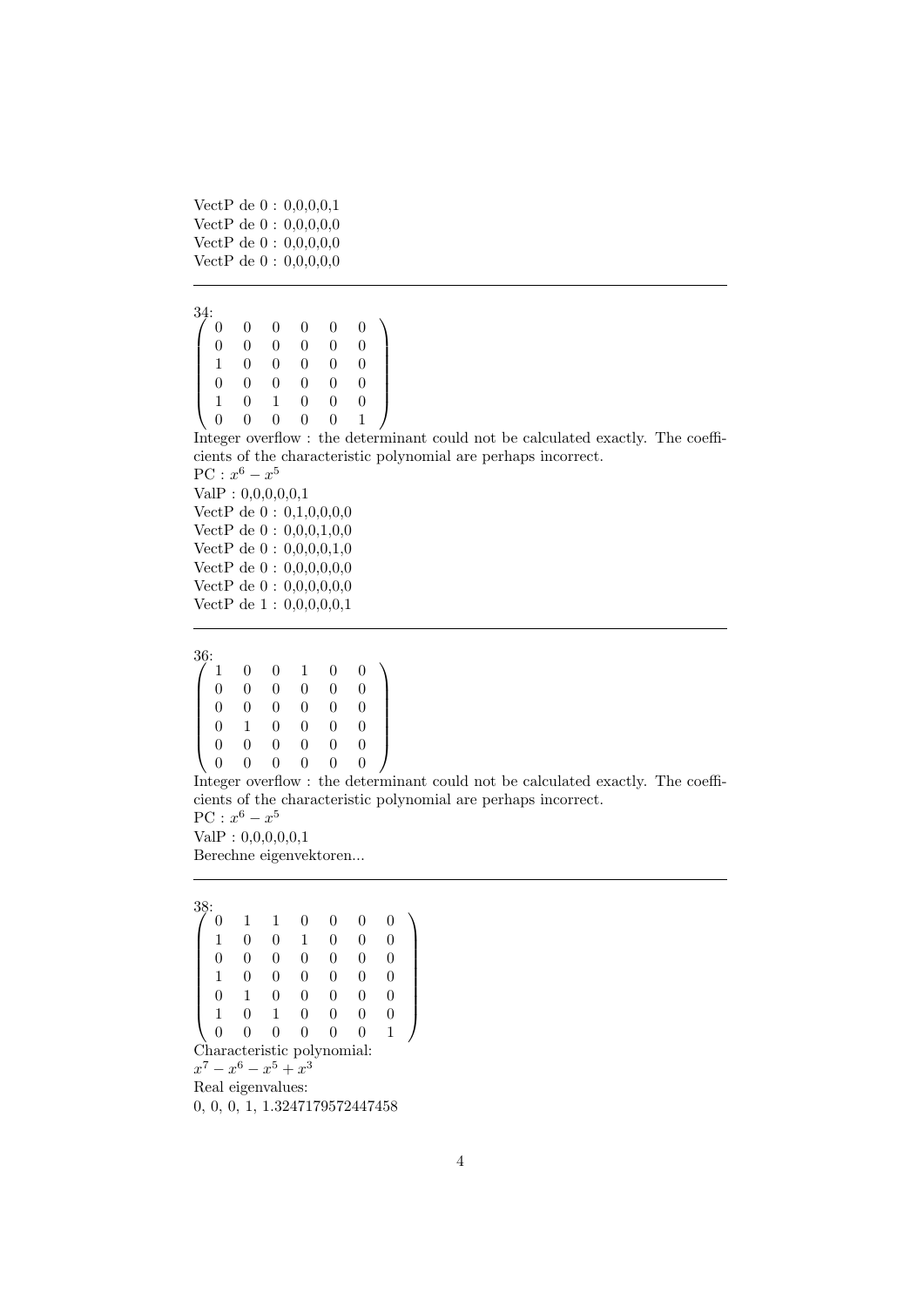VectP de 0 : 0,0,0,0,1
VectP de 0 : 0,0,0,0,0
VectP de 0 : 0,0,0,0,0
VectP de 0 : 0,0,0,0,0

---

34:

$$\begin{pmatrix} 0 & 0 & 0 & 0 & 0 & 0 \\ 0 & 0 & 0 & 0 & 0 & 0 \\ 1 & 0 & 0 & 0 & 0 & 0 \\ 0 & 0 & 0 & 0 & 0 & 0 \\ 1 & 0 & 1 & 0 & 0 & 0 \\ 0 & 0 & 0 & 0 & 0 & 1 \end{pmatrix}$$

Integer overflow : the determinant could not be calculated exactly. The coefficients of the characteristic polynomial are perhaps incorrect.
PC : $x^6 - x^5$
ValP : 0,0,0,0,0,1
VectP de 0 : 0,1,0,0,0,0
VectP de 0 : 0,0,0,1,0,0
VectP de 0 : 0,0,0,0,1,0
VectP de 0 : 0,0,0,0,0,0
VectP de 0 : 0,0,0,0,0,0
VectP de 1 : 0,0,0,0,0,1

---

36:

$$\begin{pmatrix} 1 & 0 & 0 & 1 & 0 & 0 \\ 0 & 0 & 0 & 0 & 0 & 0 \\ 0 & 0 & 0 & 0 & 0 & 0 \\ 0 & 1 & 0 & 0 & 0 & 0 \\ 0 & 0 & 0 & 0 & 0 & 0 \\ 0 & 0 & 0 & 0 & 0 & 0 \end{pmatrix}$$

Integer overflow : the determinant could not be calculated exactly. The coefficients of the characteristic polynomial are perhaps incorrect.
PC : $x^6 - x^5$
ValP : 0,0,0,0,0,1
Berechne eigenvektoren...

---

38:

$$\begin{pmatrix} 0 & 1 & 1 & 0 & 0 & 0 & 0 \\ 1 & 0 & 0 & 1 & 0 & 0 & 0 \\ 0 & 0 & 0 & 0 & 0 & 0 & 0 \\ 1 & 0 & 0 & 0 & 0 & 0 & 0 \\ 0 & 1 & 0 & 0 & 0 & 0 & 0 \\ 1 & 0 & 1 & 0 & 0 & 0 & 0 \\ 0 & 0 & 0 & 0 & 0 & 0 & 1 \end{pmatrix}$$

Characteristic polynomial:
$x^7 - x^6 - x^5 + x^3$
Real eigenvalues:
0, 0, 0, 1, 1.3247179572447458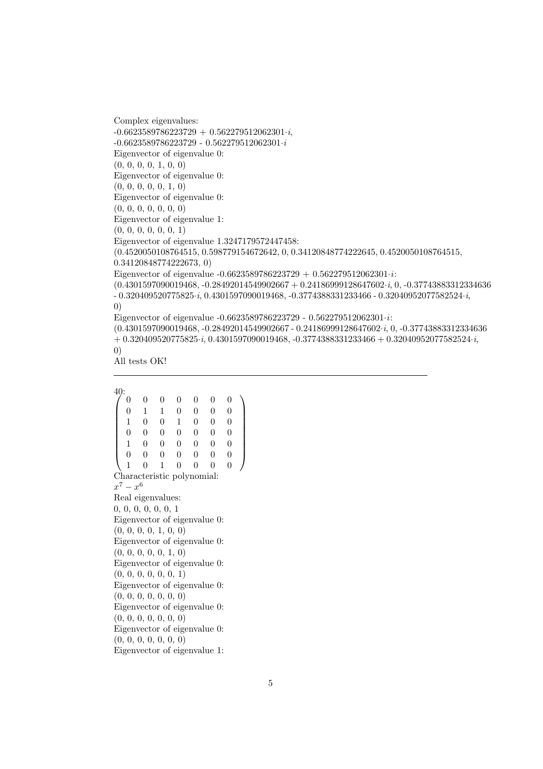Complex eigenvalues:
-0.6623589786223729 + 0.562279512062301$\cdot i$,
-0.6623589786223729 - 0.562279512062301$\cdot i$
Eigenvector of eigenvalue 0:
(0, 0, 0, 0, 1, 0, 0)
Eigenvector of eigenvalue 0:
(0, 0, 0, 0, 0, 1, 0)
Eigenvector of eigenvalue 0:
(0, 0, 0, 0, 0, 0, 0)
Eigenvector of eigenvalue 1:
(0, 0, 0, 0, 0, 0, 1)
Eigenvector of eigenvalue 1.3247179572447458:
(0.4520050108764515, 0.598779154672642, 0, 0.34120848774222645, 0.4520050108764515, 0.34120848774222673, 0)
Eigenvector of eigenvalue -0.6623589786223729 + 0.562279512062301$\cdot i$:
(0.4301597090019468, -0.28492014549902667 + 0.24186999128647602$\cdot i$, 0, -0.37743883312334636 - 0.320409520775825$\cdot i$, 0.4301597090019468, -0.3774388331233466 - 0.32040952077582524$\cdot i$, 0)
Eigenvector of eigenvalue -0.6623589786223729 - 0.562279512062301$\cdot i$:
(0.4301597090019468, -0.28492014549902667 - 0.24186999128647602$\cdot i$, 0, -0.37743883312334636 + 0.320409520775825$\cdot i$, 0.4301597090019468, -0.3774388331233466 + 0.32040952077582524$\cdot i$, 0)
All tests OK!

---

40:

$$\begin{pmatrix} 0 & 0 & 0 & 0 & 0 & 0 & 0 \\ 0 & 1 & 1 & 0 & 0 & 0 & 0 \\ 1 & 0 & 0 & 1 & 0 & 0 & 0 \\ 0 & 0 & 0 & 0 & 0 & 0 & 0 \\ 1 & 0 & 0 & 0 & 0 & 0 & 0 \\ 0 & 0 & 0 & 0 & 0 & 0 & 0 \\ 1 & 0 & 1 & 0 & 0 & 0 & 0 \end{pmatrix}$$

Characteristic polynomial:
$x^7 - x^6$
Real eigenvalues:
0, 0, 0, 0, 0, 0, 1
Eigenvector of eigenvalue 0:
(0, 0, 0, 0, 1, 0, 0)
Eigenvector of eigenvalue 0:
(0, 0, 0, 0, 0, 1, 0)
Eigenvector of eigenvalue 0:
(0, 0, 0, 0, 0, 0, 1)
Eigenvector of eigenvalue 0:
(0, 0, 0, 0, 0, 0, 0)
Eigenvector of eigenvalue 0:
(0, 0, 0, 0, 0, 0, 0)
Eigenvector of eigenvalue 0:
(0, 0, 0, 0, 0, 0, 0)
Eigenvector of eigenvalue 1: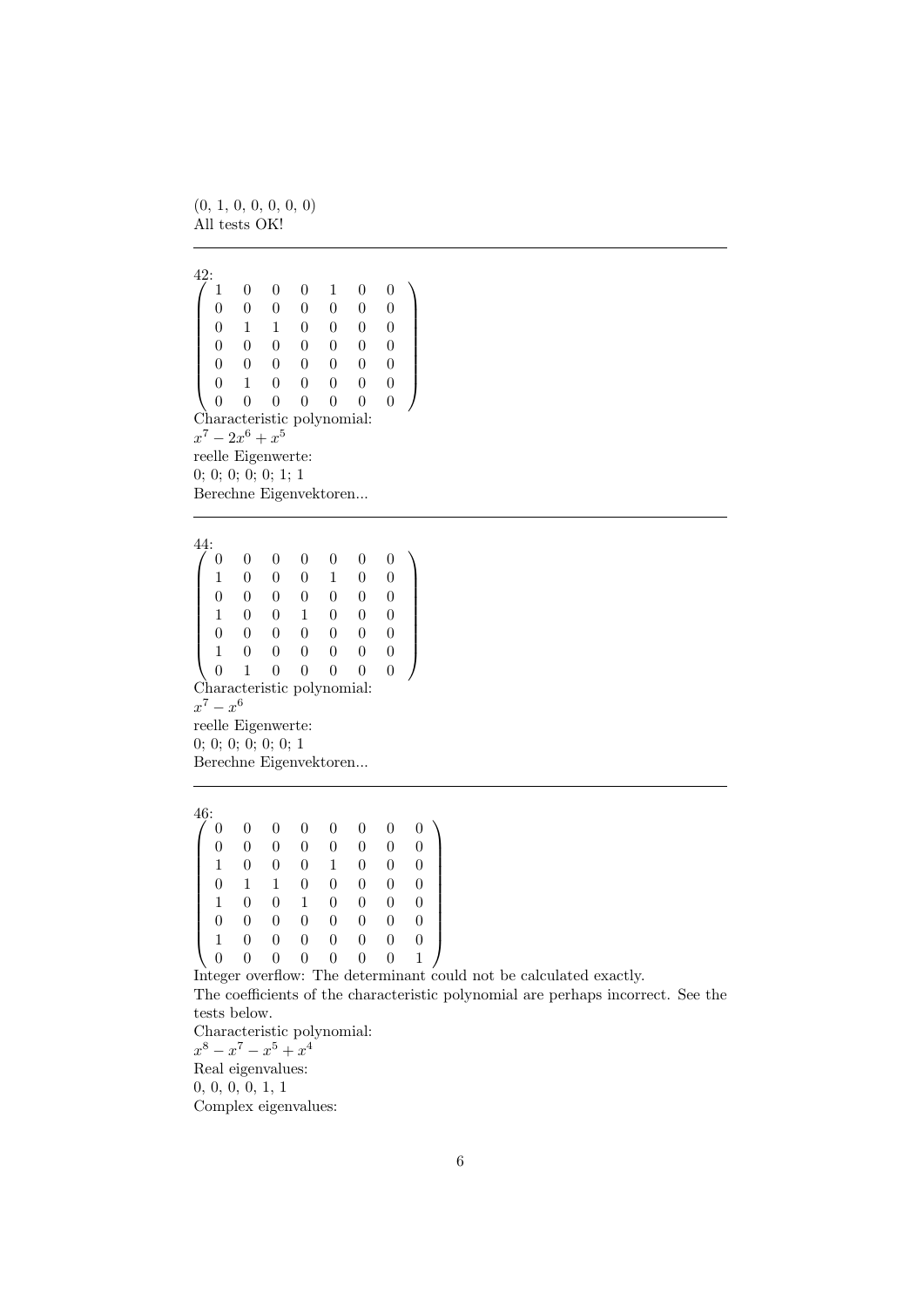(0, 1, 0, 0, 0, 0, 0)
All tests OK!

---

42:

$$\begin{pmatrix} 1 & 0 & 0 & 0 & 1 & 0 & 0 \\ 0 & 0 & 0 & 0 & 0 & 0 & 0 \\ 0 & 1 & 1 & 0 & 0 & 0 & 0 \\ 0 & 0 & 0 & 0 & 0 & 0 & 0 \\ 0 & 0 & 0 & 0 & 0 & 0 & 0 \\ 0 & 1 & 0 & 0 & 0 & 0 & 0 \\ 0 & 0 & 0 & 0 & 0 & 0 & 0 \end{pmatrix}$$

Characteristic polynomial:
$x^7 - 2x^6 + x^5$
reelle Eigenwerte:
0; 0; 0; 0; 0; 1; 1
Berechne Eigenvektoren...

---

44:

$$\begin{pmatrix} 0 & 0 & 0 & 0 & 0 & 0 & 0 \\ 1 & 0 & 0 & 0 & 1 & 0 & 0 \\ 0 & 0 & 0 & 0 & 0 & 0 & 0 \\ 1 & 0 & 0 & 1 & 0 & 0 & 0 \\ 0 & 0 & 0 & 0 & 0 & 0 & 0 \\ 1 & 0 & 0 & 0 & 0 & 0 & 0 \\ 0 & 1 & 0 & 0 & 0 & 0 & 0 \end{pmatrix}$$

Characteristic polynomial:
$x^7 - x^6$
reelle Eigenwerte:
0; 0; 0; 0; 0; 0; 1
Berechne Eigenvektoren...

---

46:

$$\begin{pmatrix} 0 & 0 & 0 & 0 & 0 & 0 & 0 & 0 \\ 0 & 0 & 0 & 0 & 0 & 0 & 0 & 0 \\ 1 & 0 & 0 & 0 & 1 & 0 & 0 & 0 \\ 0 & 1 & 1 & 0 & 0 & 0 & 0 & 0 \\ 1 & 0 & 0 & 1 & 0 & 0 & 0 & 0 \\ 0 & 0 & 0 & 0 & 0 & 0 & 0 & 0 \\ 1 & 0 & 0 & 0 & 0 & 0 & 0 & 0 \\ 0 & 0 & 0 & 0 & 0 & 0 & 0 & 1 \end{pmatrix}$$

Integer overflow: The determinant could not be calculated exactly.
The coefficients of the characteristic polynomial are perhaps incorrect. See the tests below.
Characteristic polynomial:
$x^8 - x^7 - x^5 + x^4$
Real eigenvalues:
0, 0, 0, 0, 1, 1
Complex eigenvalues: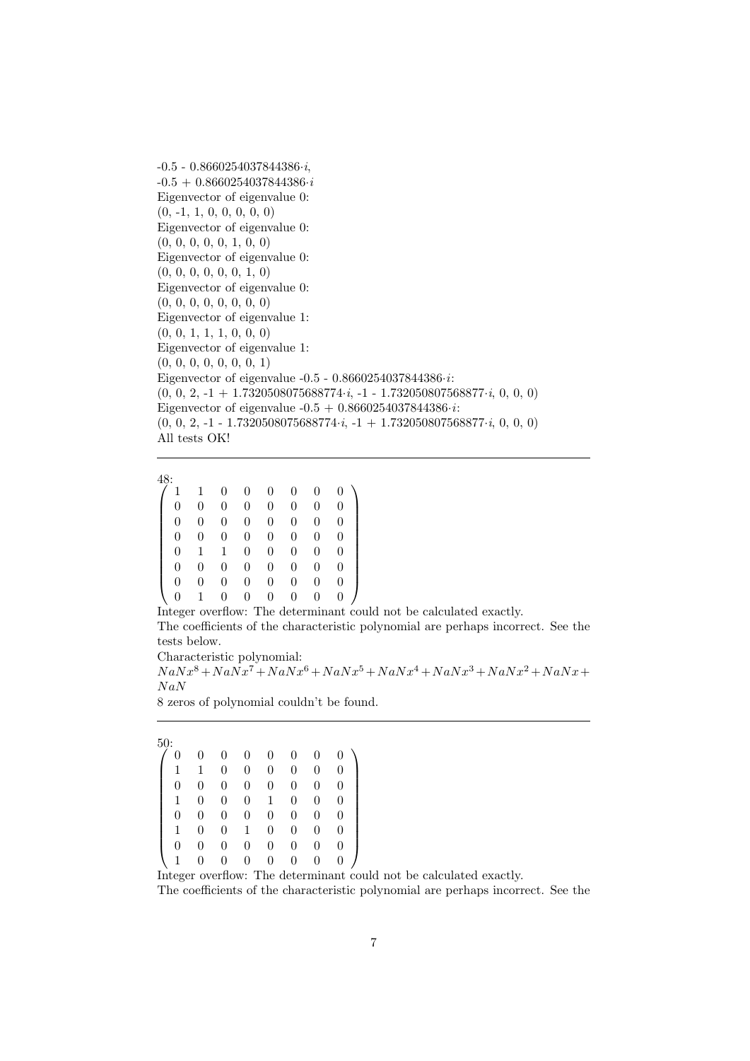-0.5 - 0.8660254037844386·$i$,
-0.5 + 0.8660254037844386·$i$
Eigenvector of eigenvalue 0:
(0, -1, 1, 0, 0, 0, 0, 0)
Eigenvector of eigenvalue 0:
(0, 0, 0, 0, 0, 1, 0, 0)
Eigenvector of eigenvalue 0:
(0, 0, 0, 0, 0, 0, 1, 0)
Eigenvector of eigenvalue 0:
(0, 0, 0, 0, 0, 0, 0, 0)
Eigenvector of eigenvalue 1:
(0, 0, 1, 1, 1, 0, 0, 0)
Eigenvector of eigenvalue 1:
(0, 0, 0, 0, 0, 0, 0, 1)
Eigenvector of eigenvalue -0.5 - 0.8660254037844386·$i$:
(0, 0, 2, -1 + 1.7320508075688774·$i$, -1 - 1.732050807568877·$i$, 0, 0, 0)
Eigenvector of eigenvalue -0.5 + 0.8660254037844386·$i$:
(0, 0, 2, -1 - 1.7320508075688774·$i$, -1 + 1.732050807568877·$i$, 0, 0, 0)
All tests OK!

---

48:

$$\begin{pmatrix} 1 & 1 & 0 & 0 & 0 & 0 & 0 & 0 \\ 0 & 0 & 0 & 0 & 0 & 0 & 0 & 0 \\ 0 & 0 & 0 & 0 & 0 & 0 & 0 & 0 \\ 0 & 0 & 0 & 0 & 0 & 0 & 0 & 0 \\ 0 & 1 & 1 & 0 & 0 & 0 & 0 & 0 \\ 0 & 0 & 0 & 0 & 0 & 0 & 0 & 0 \\ 0 & 0 & 0 & 0 & 0 & 0 & 0 & 0 \\ 0 & 1 & 0 & 0 & 0 & 0 & 0 & 0 \end{pmatrix}$$

Integer overflow: The determinant could not be calculated exactly.
The coefficients of the characteristic polynomial are perhaps incorrect. See the tests below.
Characteristic polynomial:
$NaNx^8 + NaNx^7 + NaNx^6 + NaNx^5 + NaNx^4 + NaNx^3 + NaNx^2 + NaNx + NaN$
8 zeros of polynomial couldn't be found.

---

50:

$$\begin{pmatrix} 0 & 0 & 0 & 0 & 0 & 0 & 0 & 0 \\ 1 & 1 & 0 & 0 & 0 & 0 & 0 & 0 \\ 0 & 0 & 0 & 0 & 0 & 0 & 0 & 0 \\ 1 & 0 & 0 & 0 & 1 & 0 & 0 & 0 \\ 0 & 0 & 0 & 0 & 0 & 0 & 0 & 0 \\ 1 & 0 & 0 & 1 & 0 & 0 & 0 & 0 \\ 0 & 0 & 0 & 0 & 0 & 0 & 0 & 0 \\ 1 & 0 & 0 & 0 & 0 & 0 & 0 & 0 \end{pmatrix}$$

Integer overflow: The determinant could not be calculated exactly.
The coefficients of the characteristic polynomial are perhaps incorrect. See the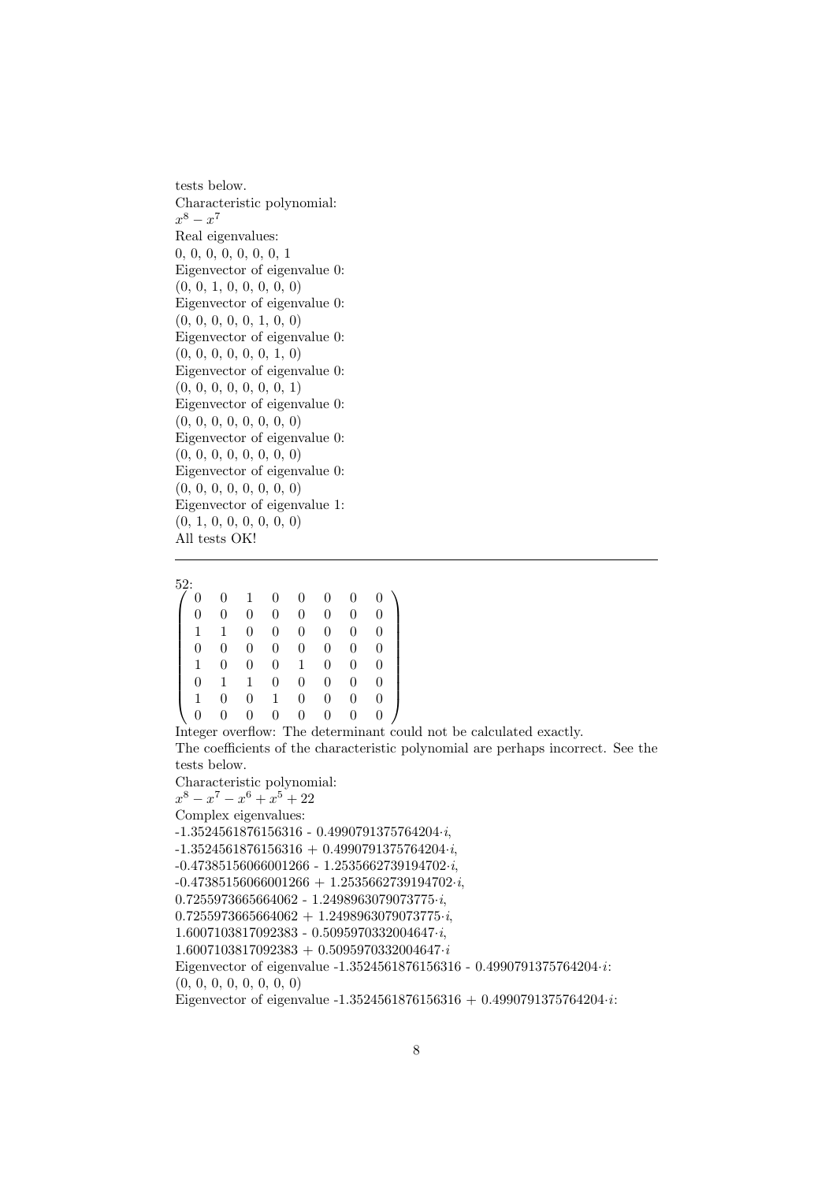tests below.
Characteristic polynomial:
$x^8 - x^7$
Real eigenvalues:
0, 0, 0, 0, 0, 0, 0, 1
Eigenvector of eigenvalue 0:
(0, 0, 1, 0, 0, 0, 0, 0)
Eigenvector of eigenvalue 0:
(0, 0, 0, 0, 0, 1, 0, 0)
Eigenvector of eigenvalue 0:
(0, 0, 0, 0, 0, 0, 1, 0)
Eigenvector of eigenvalue 0:
(0, 0, 0, 0, 0, 0, 0, 1)
Eigenvector of eigenvalue 0:
(0, 0, 0, 0, 0, 0, 0, 0)
Eigenvector of eigenvalue 0:
(0, 0, 0, 0, 0, 0, 0, 0)
Eigenvector of eigenvalue 0:
(0, 0, 0, 0, 0, 0, 0, 0)
Eigenvector of eigenvalue 1:
(0, 1, 0, 0, 0, 0, 0, 0)
All tests OK!

---

52:

$$\begin{pmatrix} 0 & 0 & 1 & 0 & 0 & 0 & 0 & 0 \\ 0 & 0 & 0 & 0 & 0 & 0 & 0 & 0 \\ 1 & 1 & 0 & 0 & 0 & 0 & 0 & 0 \\ 0 & 0 & 0 & 0 & 0 & 0 & 0 & 0 \\ 1 & 0 & 0 & 0 & 1 & 0 & 0 & 0 \\ 0 & 1 & 1 & 0 & 0 & 0 & 0 & 0 \\ 1 & 0 & 0 & 1 & 0 & 0 & 0 & 0 \\ 0 & 0 & 0 & 0 & 0 & 0 & 0 & 0 \end{pmatrix}$$

Integer overflow: The determinant could not be calculated exactly.
The coefficients of the characteristic polynomial are perhaps incorrect. See the tests below.
Characteristic polynomial:
$x^8 - x^7 - x^6 + x^5 + 22$
Complex eigenvalues:
-1.3524561876156316 - 0.4990791375764204·$i$,
-1.3524561876156316 + 0.4990791375764204·$i$,
-0.47385156066001266 - 1.2535662739194702·$i$,
-0.47385156066001266 + 1.2535662739194702·$i$,
0.7255973665664062 - 1.2498963079073775·$i$,
0.7255973665664062 + 1.2498963079073775·$i$,
1.6007103817092383 - 0.5095970332004647·$i$,
1.6007103817092383 + 0.5095970332004647·$i$
Eigenvector of eigenvalue -1.3524561876156316 - 0.4990791375764204·$i$:
(0, 0, 0, 0, 0, 0, 0, 0)
Eigenvector of eigenvalue -1.3524561876156316 + 0.4990791375764204·$i$: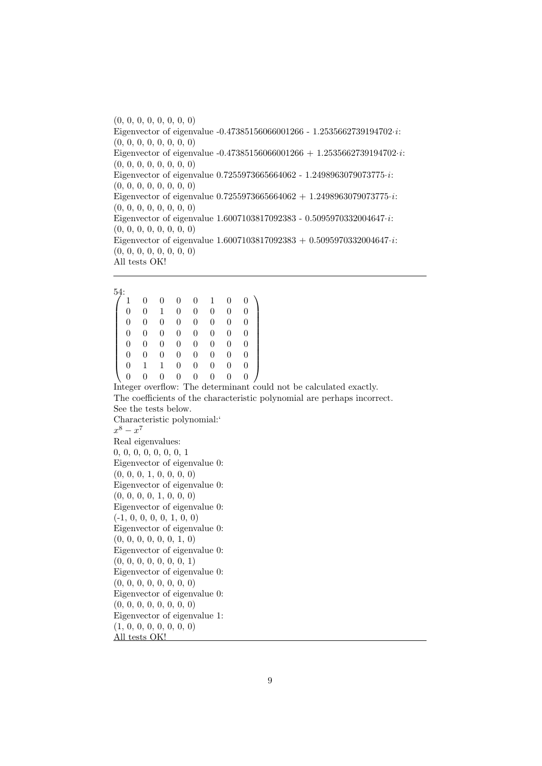(0, 0, 0, 0, 0, 0, 0, 0)
Eigenvector of eigenvalue -0.47385156066001266 - 1.2535662739194702$\cdot i$:
(0, 0, 0, 0, 0, 0, 0, 0)
Eigenvector of eigenvalue -0.47385156066001266 + 1.2535662739194702$\cdot i$:
(0, 0, 0, 0, 0, 0, 0, 0)
Eigenvector of eigenvalue 0.7255973665664062 - 1.2498963079073775$\cdot i$:
(0, 0, 0, 0, 0, 0, 0, 0)
Eigenvector of eigenvalue 0.7255973665664062 + 1.2498963079073775$\cdot i$:
(0, 0, 0, 0, 0, 0, 0, 0)
Eigenvector of eigenvalue 1.6007103817092383 - 0.5095970332004647$\cdot i$:
(0, 0, 0, 0, 0, 0, 0, 0)
Eigenvector of eigenvalue 1.6007103817092383 + 0.5095970332004647$\cdot i$:
(0, 0, 0, 0, 0, 0, 0, 0)
All tests OK!

---

54:

$$\begin{pmatrix} 1 & 0 & 0 & 0 & 0 & 1 & 0 & 0 \\ 0 & 0 & 1 & 0 & 0 & 0 & 0 & 0 \\ 0 & 0 & 0 & 0 & 0 & 0 & 0 & 0 \\ 0 & 0 & 0 & 0 & 0 & 0 & 0 & 0 \\ 0 & 0 & 0 & 0 & 0 & 0 & 0 & 0 \\ 0 & 0 & 0 & 0 & 0 & 0 & 0 & 0 \\ 0 & 1 & 1 & 0 & 0 & 0 & 0 & 0 \\ 0 & 0 & 0 & 0 & 0 & 0 & 0 & 0 \end{pmatrix}$$

Integer overflow: The determinant could not be calculated exactly.
The coefficients of the characteristic polynomial are perhaps incorrect.
See the tests below.
Characteristic polynomial:‘
$x^8 - x^7$
Real eigenvalues:
0, 0, 0, 0, 0, 0, 0, 1
Eigenvector of eigenvalue 0:
(0, 0, 0, 1, 0, 0, 0, 0)
Eigenvector of eigenvalue 0:
(0, 0, 0, 0, 1, 0, 0, 0)
Eigenvector of eigenvalue 0:
(-1, 0, 0, 0, 0, 1, 0, 0)
Eigenvector of eigenvalue 0:
(0, 0, 0, 0, 0, 0, 1, 0)
Eigenvector of eigenvalue 0:
(0, 0, 0, 0, 0, 0, 0, 1)
Eigenvector of eigenvalue 0:
(0, 0, 0, 0, 0, 0, 0, 0)
Eigenvector of eigenvalue 0:
(0, 0, 0, 0, 0, 0, 0, 0)
Eigenvector of eigenvalue 1:
(1, 0, 0, 0, 0, 0, 0, 0)
All tests OK!

---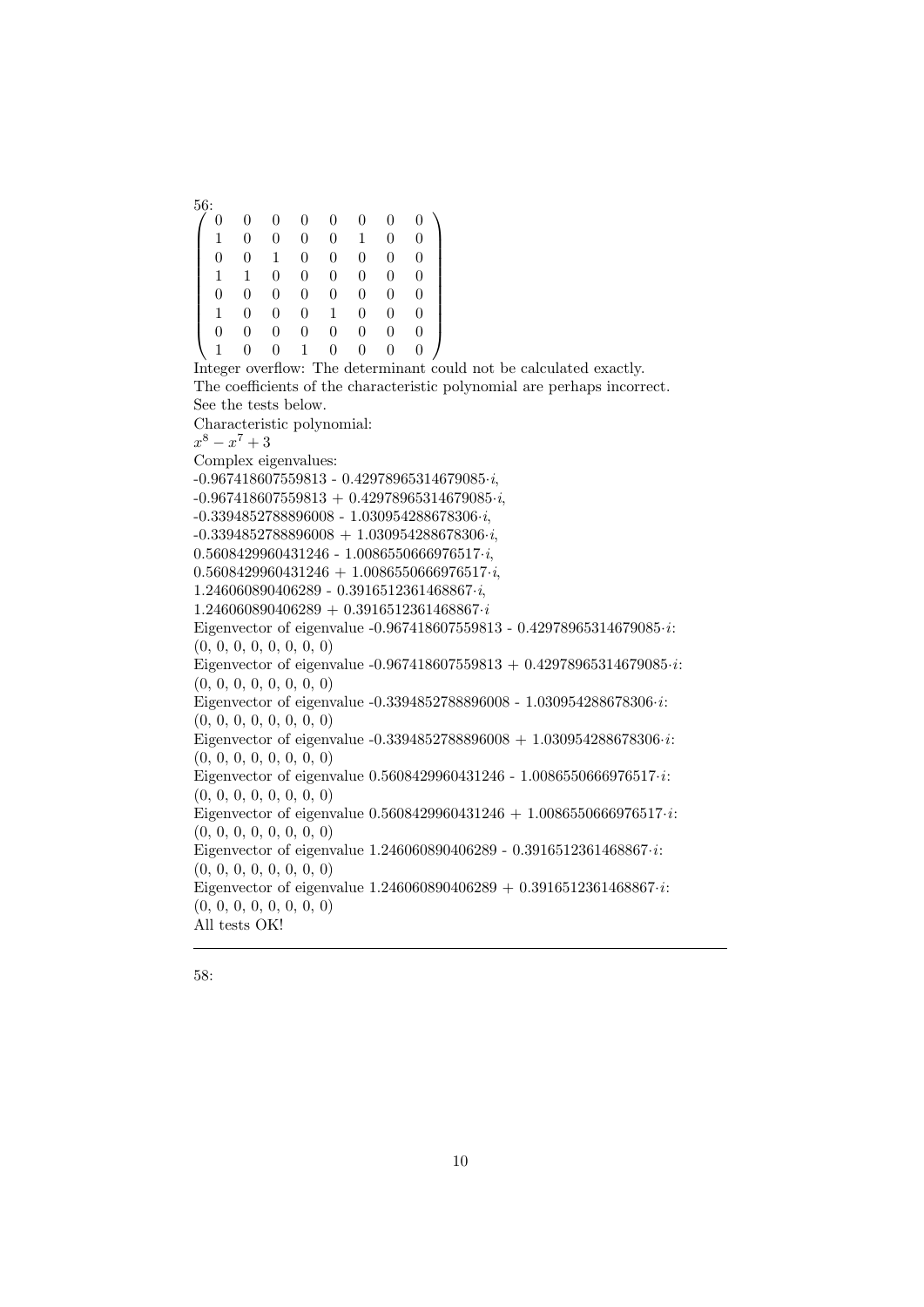56:

$$\begin{pmatrix} 0 & 0 & 0 & 0 & 0 & 0 & 0 & 0 \\ 1 & 0 & 0 & 0 & 0 & 1 & 0 & 0 \\ 0 & 0 & 1 & 0 & 0 & 0 & 0 & 0 \\ 1 & 1 & 0 & 0 & 0 & 0 & 0 & 0 \\ 0 & 0 & 0 & 0 & 0 & 0 & 0 & 0 \\ 1 & 0 & 0 & 0 & 1 & 0 & 0 & 0 \\ 0 & 0 & 0 & 0 & 0 & 0 & 0 & 0 \\ 1 & 0 & 0 & 1 & 0 & 0 & 0 & 0 \end{pmatrix}$$

Integer overflow: The determinant could not be calculated exactly.
The coefficients of the characteristic polynomial are perhaps incorrect.
See the tests below.
Characteristic polynomial:
$x^8 - x^7 + 3$
Complex eigenvalues:
-0.967418607559813 - 0.42978965314679085$\cdot i$,
-0.967418607559813 + 0.42978965314679085$\cdot i$,
-0.3394852788896008 - 1.030954288678306$\cdot i$,
-0.3394852788896008 + 1.030954288678306$\cdot i$,
0.5608429960431246 - 1.0086550666976517$\cdot i$,
0.5608429960431246 + 1.0086550666976517$\cdot i$,
1.246060890406289 - 0.3916512361468867$\cdot i$,
1.246060890406289 + 0.3916512361468867$\cdot i$
Eigenvector of eigenvalue -0.967418607559813 - 0.42978965314679085$\cdot i$:
(0, 0, 0, 0, 0, 0, 0, 0)
Eigenvector of eigenvalue -0.967418607559813 + 0.42978965314679085$\cdot i$:
(0, 0, 0, 0, 0, 0, 0, 0)
Eigenvector of eigenvalue -0.3394852788896008 - 1.030954288678306$\cdot i$:
(0, 0, 0, 0, 0, 0, 0, 0)
Eigenvector of eigenvalue -0.3394852788896008 + 1.030954288678306$\cdot i$:
(0, 0, 0, 0, 0, 0, 0, 0)
Eigenvector of eigenvalue 0.5608429960431246 - 1.0086550666976517$\cdot i$:
(0, 0, 0, 0, 0, 0, 0, 0)
Eigenvector of eigenvalue 0.5608429960431246 + 1.0086550666976517$\cdot i$:
(0, 0, 0, 0, 0, 0, 0, 0)
Eigenvector of eigenvalue 1.246060890406289 - 0.3916512361468867$\cdot i$:
(0, 0, 0, 0, 0, 0, 0, 0)
Eigenvector of eigenvalue 1.246060890406289 + 0.3916512361468867$\cdot i$:
(0, 0, 0, 0, 0, 0, 0, 0)
All tests OK!

---

58: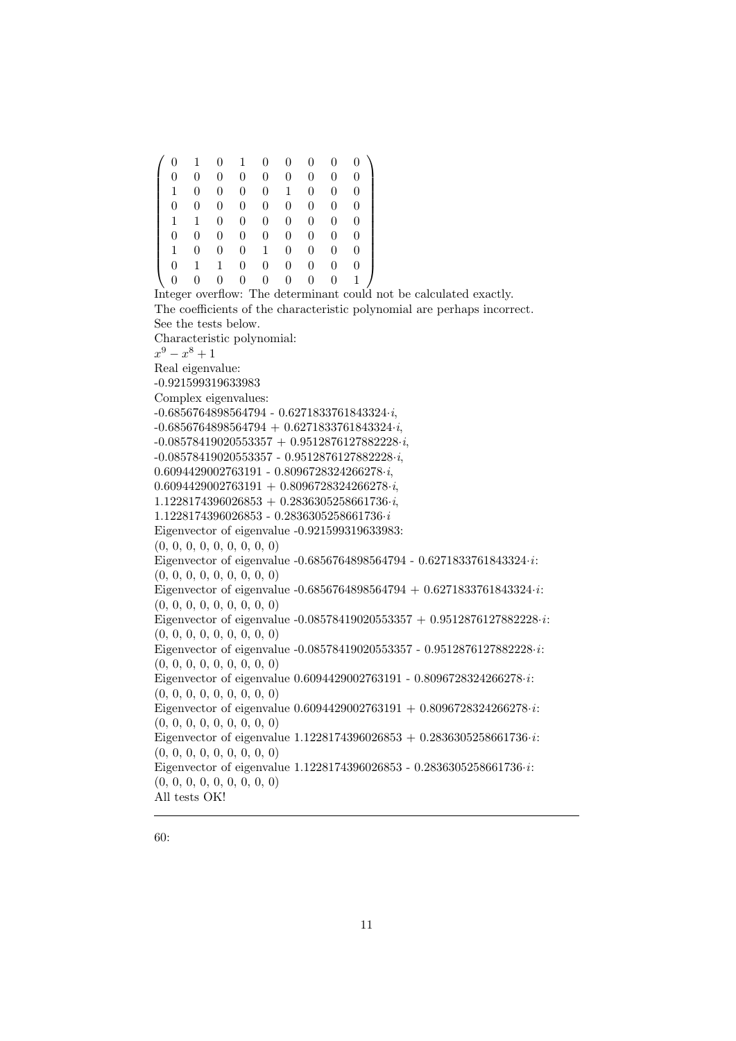$$\begin{pmatrix} 0 & 1 & 0 & 1 & 0 & 0 & 0 & 0 & 0 \\ 0 & 0 & 0 & 0 & 0 & 0 & 0 & 0 & 0 \\ 1 & 0 & 0 & 0 & 0 & 1 & 0 & 0 & 0 \\ 0 & 0 & 0 & 0 & 0 & 0 & 0 & 0 & 0 \\ 1 & 1 & 0 & 0 & 0 & 0 & 0 & 0 & 0 \\ 0 & 0 & 0 & 0 & 0 & 0 & 0 & 0 & 0 \\ 1 & 0 & 0 & 0 & 1 & 0 & 0 & 0 & 0 \\ 0 & 1 & 1 & 0 & 0 & 0 & 0 & 0 & 0 \\ 0 & 0 & 0 & 0 & 0 & 0 & 0 & 0 & 1 \end{pmatrix}$$

Integer overflow: The determinant could not be calculated exactly.
The coefficients of the characteristic polynomial are perhaps incorrect.
See the tests below.
Characteristic polynomial:
$x^9 - x^8 + 1$
Real eigenvalue:
-0.921599319633983
Complex eigenvalues:
-0.6856764898564794 - 0.6271833761843324·$i$,
-0.6856764898564794 + 0.6271833761843324·$i$,
-0.08578419020553357 + 0.9512876127882228·$i$,
-0.08578419020553357 - 0.9512876127882228·$i$,
0.6094429002763191 - 0.8096728324266278·$i$,
0.6094429002763191 + 0.8096728324266278·$i$,
1.1228174396026853 + 0.2836305258661736·$i$,
1.1228174396026853 - 0.2836305258661736·$i$
Eigenvector of eigenvalue -0.921599319633983:
(0, 0, 0, 0, 0, 0, 0, 0, 0)
Eigenvector of eigenvalue -0.6856764898564794 - 0.6271833761843324·$i$:
(0, 0, 0, 0, 0, 0, 0, 0, 0)
Eigenvector of eigenvalue -0.6856764898564794 + 0.6271833761843324·$i$:
(0, 0, 0, 0, 0, 0, 0, 0, 0)
Eigenvector of eigenvalue -0.08578419020553357 + 0.9512876127882228·$i$:
(0, 0, 0, 0, 0, 0, 0, 0, 0)
Eigenvector of eigenvalue -0.08578419020553357 - 0.9512876127882228·$i$:
(0, 0, 0, 0, 0, 0, 0, 0, 0)
Eigenvector of eigenvalue 0.6094429002763191 - 0.8096728324266278·$i$:
(0, 0, 0, 0, 0, 0, 0, 0, 0)
Eigenvector of eigenvalue 0.6094429002763191 + 0.8096728324266278·$i$:
(0, 0, 0, 0, 0, 0, 0, 0, 0)
Eigenvector of eigenvalue 1.1228174396026853 + 0.2836305258661736·$i$:
(0, 0, 0, 0, 0, 0, 0, 0, 0)
Eigenvector of eigenvalue 1.1228174396026853 - 0.2836305258661736·$i$:
(0, 0, 0, 0, 0, 0, 0, 0, 0)
All tests OK!

---

60: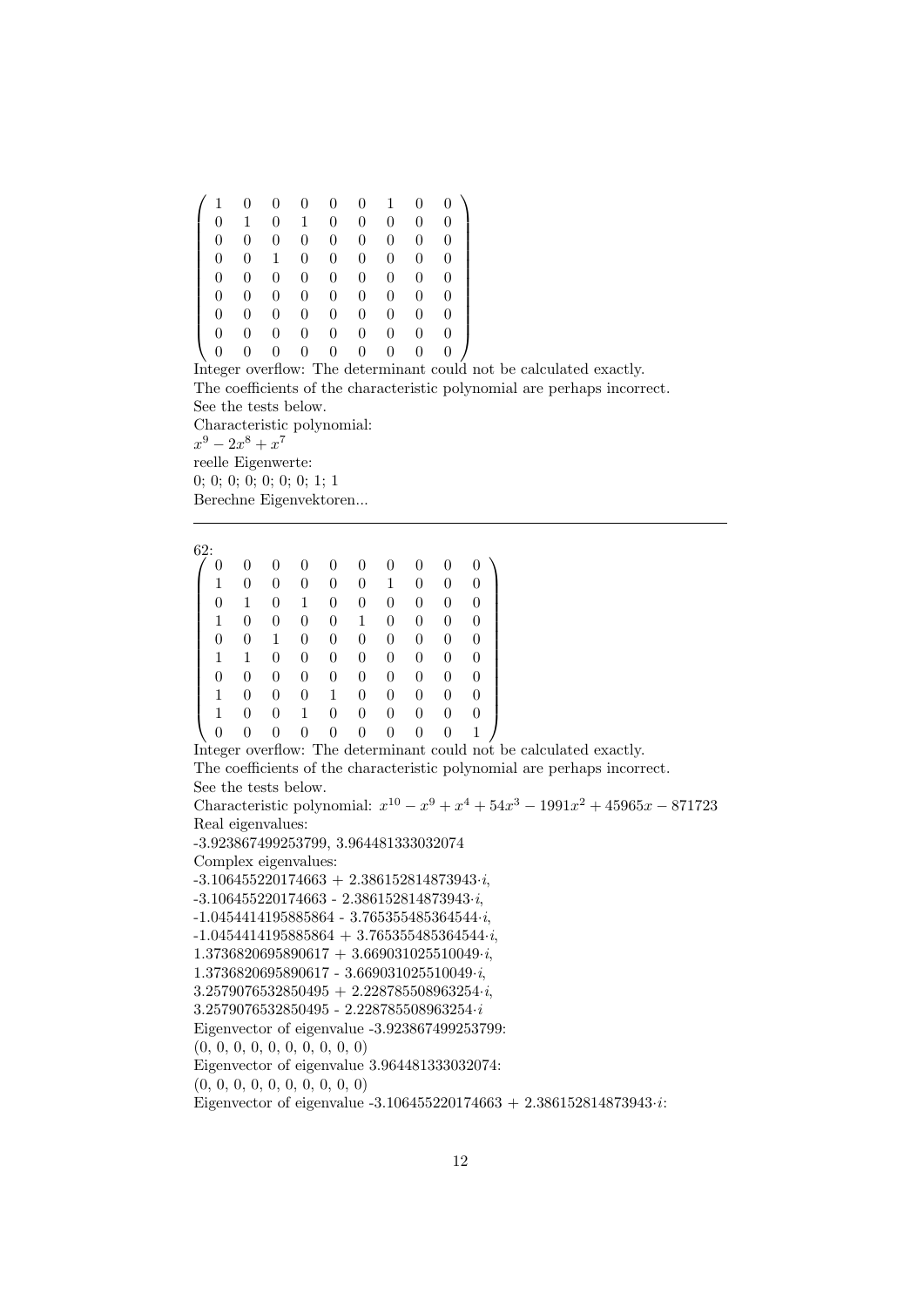$$\begin{pmatrix} 1 & 0 & 0 & 0 & 0 & 0 & 1 & 0 & 0 \\ 0 & 1 & 0 & 1 & 0 & 0 & 0 & 0 & 0 \\ 0 & 0 & 0 & 0 & 0 & 0 & 0 & 0 & 0 \\ 0 & 0 & 1 & 0 & 0 & 0 & 0 & 0 & 0 \\ 0 & 0 & 0 & 0 & 0 & 0 & 0 & 0 & 0 \\ 0 & 0 & 0 & 0 & 0 & 0 & 0 & 0 & 0 \\ 0 & 0 & 0 & 0 & 0 & 0 & 0 & 0 & 0 \\ 0 & 0 & 0 & 0 & 0 & 0 & 0 & 0 & 0 \\ 0 & 0 & 0 & 0 & 0 & 0 & 0 & 0 & 0 \end{pmatrix}$$

Integer overflow: The determinant could not be calculated exactly.
The coefficients of the characteristic polynomial are perhaps incorrect.
See the tests below.
Characteristic polynomial:
$x^9 - 2x^8 + x^7$
reelle Eigenwerte:
0; 0; 0; 0; 0; 0; 0; 1; 1
Berechne Eigenvektoren...

---

62:

$$\begin{pmatrix} 0 & 0 & 0 & 0 & 0 & 0 & 0 & 0 & 0 & 0 \\ 1 & 0 & 0 & 0 & 0 & 0 & 1 & 0 & 0 & 0 \\ 0 & 1 & 0 & 1 & 0 & 0 & 0 & 0 & 0 & 0 \\ 1 & 0 & 0 & 0 & 0 & 1 & 0 & 0 & 0 & 0 \\ 0 & 0 & 1 & 0 & 0 & 0 & 0 & 0 & 0 & 0 \\ 1 & 1 & 0 & 0 & 0 & 0 & 0 & 0 & 0 & 0 \\ 0 & 0 & 0 & 0 & 0 & 0 & 0 & 0 & 0 & 0 \\ 1 & 0 & 0 & 0 & 1 & 0 & 0 & 0 & 0 & 0 \\ 1 & 0 & 0 & 1 & 0 & 0 & 0 & 0 & 0 & 0 \\ 0 & 0 & 0 & 0 & 0 & 0 & 0 & 0 & 0 & 1 \end{pmatrix}$$

Integer overflow: The determinant could not be calculated exactly.
The coefficients of the characteristic polynomial are perhaps incorrect.
See the tests below.
Characteristic polynomial: $x^{10} - x^9 + x^4 + 54x^3 - 1991x^2 + 45965x - 871723$
Real eigenvalues:
-3.923867499253799, 3.964481333032074
Complex eigenvalues:
-3.106455220174663 + 2.386152814873943$\cdot i$,
-3.106455220174663 - 2.386152814873943$\cdot i$,
-1.0454414195885864 - 3.765355485364544$\cdot i$,
-1.0454414195885864 + 3.765355485364544$\cdot i$,
1.3736820695890617 + 3.669031025510049$\cdot i$,
1.3736820695890617 - 3.669031025510049$\cdot i$,
3.2579076532850495 + 2.228785508963254$\cdot i$,
3.2579076532850495 - 2.228785508963254$\cdot i$
Eigenvector of eigenvalue -3.923867499253799:
(0, 0, 0, 0, 0, 0, 0, 0, 0, 0)
Eigenvector of eigenvalue 3.964481333032074:
(0, 0, 0, 0, 0, 0, 0, 0, 0, 0)
Eigenvector of eigenvalue -3.106455220174663 + 2.386152814873943$\cdot i$: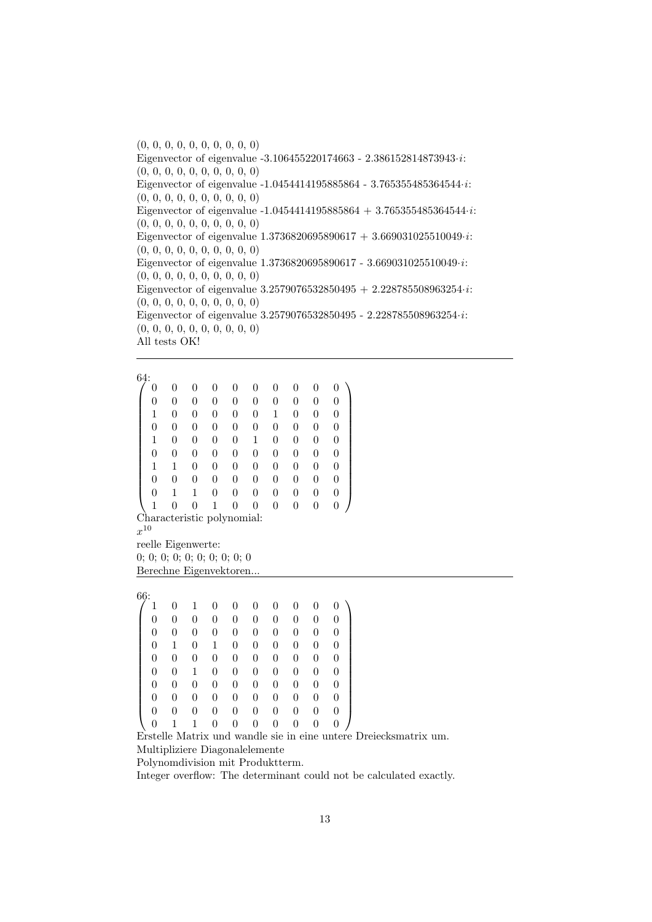(0, 0, 0, 0, 0, 0, 0, 0, 0, 0)
Eigenvector of eigenvalue -3.106455220174663 - 2.386152814873943$\cdot i$:
(0, 0, 0, 0, 0, 0, 0, 0, 0, 0)
Eigenvector of eigenvalue -1.0454414195885864 - 3.765355485364544$\cdot i$:
(0, 0, 0, 0, 0, 0, 0, 0, 0, 0)
Eigenvector of eigenvalue -1.0454414195885864 + 3.765355485364544$\cdot i$:
(0, 0, 0, 0, 0, 0, 0, 0, 0, 0)
Eigenvector of eigenvalue 1.3736820695890617 + 3.669031025510049$\cdot i$:
(0, 0, 0, 0, 0, 0, 0, 0, 0, 0)
Eigenvector of eigenvalue 1.3736820695890617 - 3.669031025510049$\cdot i$:
(0, 0, 0, 0, 0, 0, 0, 0, 0, 0)
Eigenvector of eigenvalue 3.2579076532850495 + 2.228785508963254$\cdot i$:
(0, 0, 0, 0, 0, 0, 0, 0, 0, 0)
Eigenvector of eigenvalue 3.2579076532850495 - 2.228785508963254$\cdot i$:
(0, 0, 0, 0, 0, 0, 0, 0, 0, 0)
All tests OK!

---

64:

$$\begin{pmatrix} 0 & 0 & 0 & 0 & 0 & 0 & 0 & 0 & 0 & 0 \\ 0 & 0 & 0 & 0 & 0 & 0 & 0 & 0 & 0 & 0 \\ 1 & 0 & 0 & 0 & 0 & 0 & 1 & 0 & 0 & 0 \\ 0 & 0 & 0 & 0 & 0 & 0 & 0 & 0 & 0 & 0 \\ 1 & 0 & 0 & 0 & 0 & 1 & 0 & 0 & 0 & 0 \\ 0 & 0 & 0 & 0 & 0 & 0 & 0 & 0 & 0 & 0 \\ 1 & 1 & 0 & 0 & 0 & 0 & 0 & 0 & 0 & 0 \\ 0 & 0 & 0 & 0 & 0 & 0 & 0 & 0 & 0 & 0 \\ 0 & 1 & 1 & 0 & 0 & 0 & 0 & 0 & 0 & 0 \\ 1 & 0 & 0 & 1 & 0 & 0 & 0 & 0 & 0 & 0 \end{pmatrix}$$

Characteristic polynomial:
$x^{10}$
reelle Eigenwerte:
0; 0; 0; 0; 0; 0; 0; 0; 0; 0
Berechne Eigenvektoren...

---

66:

$$\begin{pmatrix} 1 & 0 & 1 & 0 & 0 & 0 & 0 & 0 & 0 & 0 \\ 0 & 0 & 0 & 0 & 0 & 0 & 0 & 0 & 0 & 0 \\ 0 & 0 & 0 & 0 & 0 & 0 & 0 & 0 & 0 & 0 \\ 0 & 1 & 0 & 1 & 0 & 0 & 0 & 0 & 0 & 0 \\ 0 & 0 & 0 & 0 & 0 & 0 & 0 & 0 & 0 & 0 \\ 0 & 0 & 1 & 0 & 0 & 0 & 0 & 0 & 0 & 0 \\ 0 & 0 & 0 & 0 & 0 & 0 & 0 & 0 & 0 & 0 \\ 0 & 0 & 0 & 0 & 0 & 0 & 0 & 0 & 0 & 0 \\ 0 & 0 & 0 & 0 & 0 & 0 & 0 & 0 & 0 & 0 \\ 0 & 1 & 1 & 0 & 0 & 0 & 0 & 0 & 0 & 0 \end{pmatrix}$$

Erstelle Matrix und wandle sie in eine untere Dreiecksmatrix um.
Multipliziere Diagonalelemente
Polynomdivision mit Produktterm.
Integer overflow: The determinant could not be calculated exactly.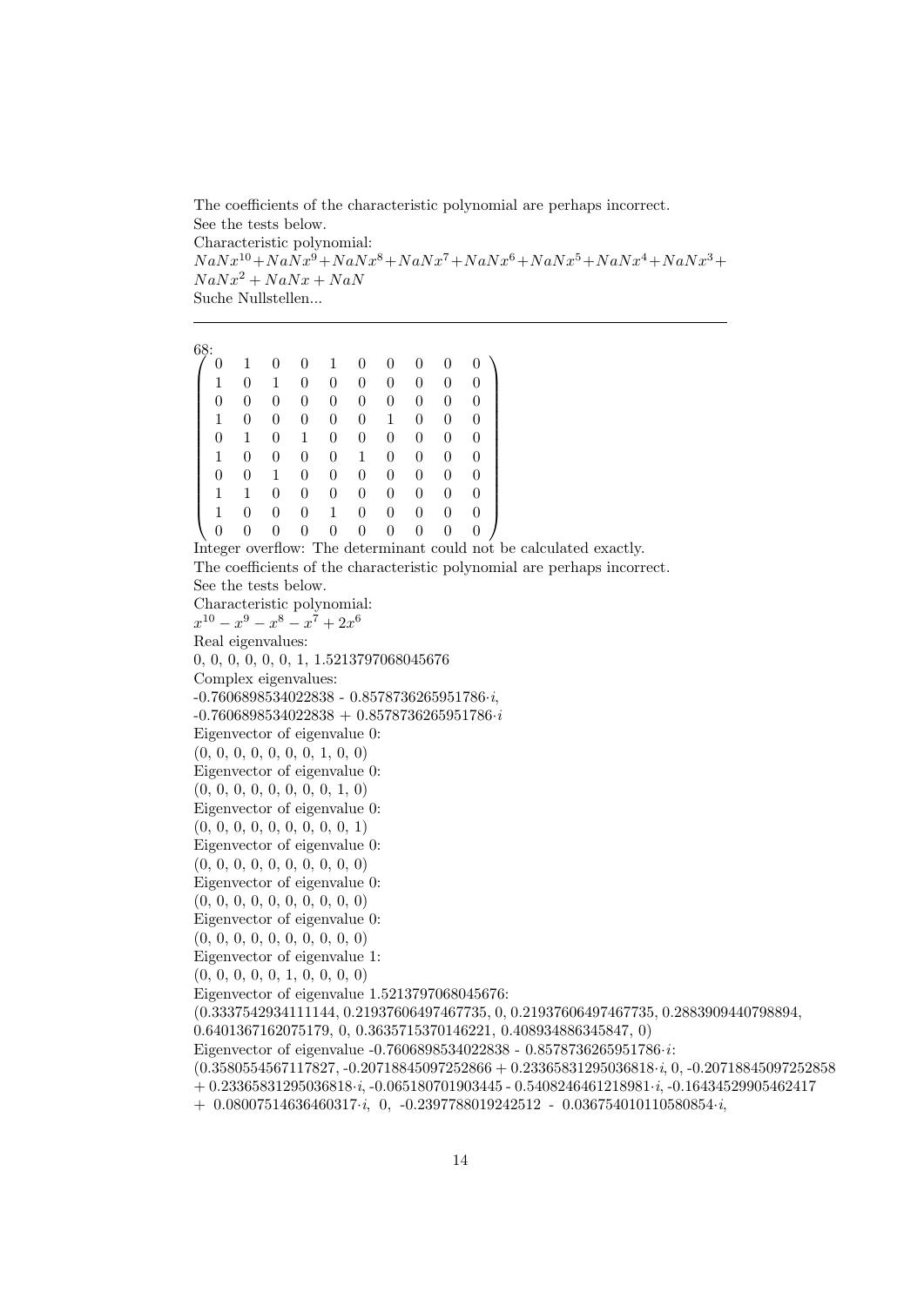The coefficients of the characteristic polynomial are perhaps incorrect.
See the tests below.
Characteristic polynomial:
$NaNx^{10}+NaNx^9+NaNx^8+NaNx^7+NaNx^6+NaNx^5+NaNx^4+NaNx^3+NaNx^2+NaNx+NaN$
Suche Nullstellen...

---

68:

$$\begin{pmatrix} 0 & 1 & 0 & 0 & 1 & 0 & 0 & 0 & 0 & 0 \\ 1 & 0 & 1 & 0 & 0 & 0 & 0 & 0 & 0 & 0 \\ 0 & 0 & 0 & 0 & 0 & 0 & 0 & 0 & 0 & 0 \\ 1 & 0 & 0 & 0 & 0 & 0 & 1 & 0 & 0 & 0 \\ 0 & 1 & 0 & 1 & 0 & 0 & 0 & 0 & 0 & 0 \\ 1 & 0 & 0 & 0 & 0 & 1 & 0 & 0 & 0 & 0 \\ 0 & 0 & 1 & 0 & 0 & 0 & 0 & 0 & 0 & 0 \\ 1 & 1 & 0 & 0 & 0 & 0 & 0 & 0 & 0 & 0 \\ 1 & 0 & 0 & 0 & 1 & 0 & 0 & 0 & 0 & 0 \\ 0 & 0 & 0 & 0 & 0 & 0 & 0 & 0 & 0 & 0 \end{pmatrix}$$

Integer overflow: The determinant could not be calculated exactly.
The coefficients of the characteristic polynomial are perhaps incorrect.
See the tests below.
Characteristic polynomial:
$x^{10} - x^9 - x^8 - x^7 + 2x^6$
Real eigenvalues:
0, 0, 0, 0, 0, 0, 1, 1.5213797068045676
Complex eigenvalues:
-0.7606898534022838 - 0.8578736265951786$\cdot i$,
-0.7606898534022838 + 0.8578736265951786$\cdot i$
Eigenvector of eigenvalue 0:
(0, 0, 0, 0, 0, 0, 0, 1, 0, 0)
Eigenvector of eigenvalue 0:
(0, 0, 0, 0, 0, 0, 0, 0, 1, 0)
Eigenvector of eigenvalue 0:
(0, 0, 0, 0, 0, 0, 0, 0, 0, 1)
Eigenvector of eigenvalue 0:
(0, 0, 0, 0, 0, 0, 0, 0, 0, 0)
Eigenvector of eigenvalue 0:
(0, 0, 0, 0, 0, 0, 0, 0, 0, 0)
Eigenvector of eigenvalue 0:
(0, 0, 0, 0, 0, 0, 0, 0, 0, 0)
Eigenvector of eigenvalue 1:
(0, 0, 0, 0, 0, 1, 0, 0, 0, 0)
Eigenvector of eigenvalue 1.5213797068045676:
(0.3337542934111144, 0.21937606497467735, 0, 0.21937606497467735, 0.2883909440798894, 0.6401367162075179, 0, 0.3635715370146221, 0.408934886345847, 0)
Eigenvector of eigenvalue -0.7606898534022838 - 0.8578736265951786$\cdot i$:
(0.3580554567117827, -0.20718845097252866 + 0.23365831295036818$\cdot i$, 0, -0.20718845097252858 + 0.23365831295036818$\cdot i$, -0.065180701903445 - 0.5408246461218981$\cdot i$, -0.16434529905462417 + 0.08007514636460317$\cdot i$, 0, -0.2397788019242512 - 0.036754010110580854$\cdot i$,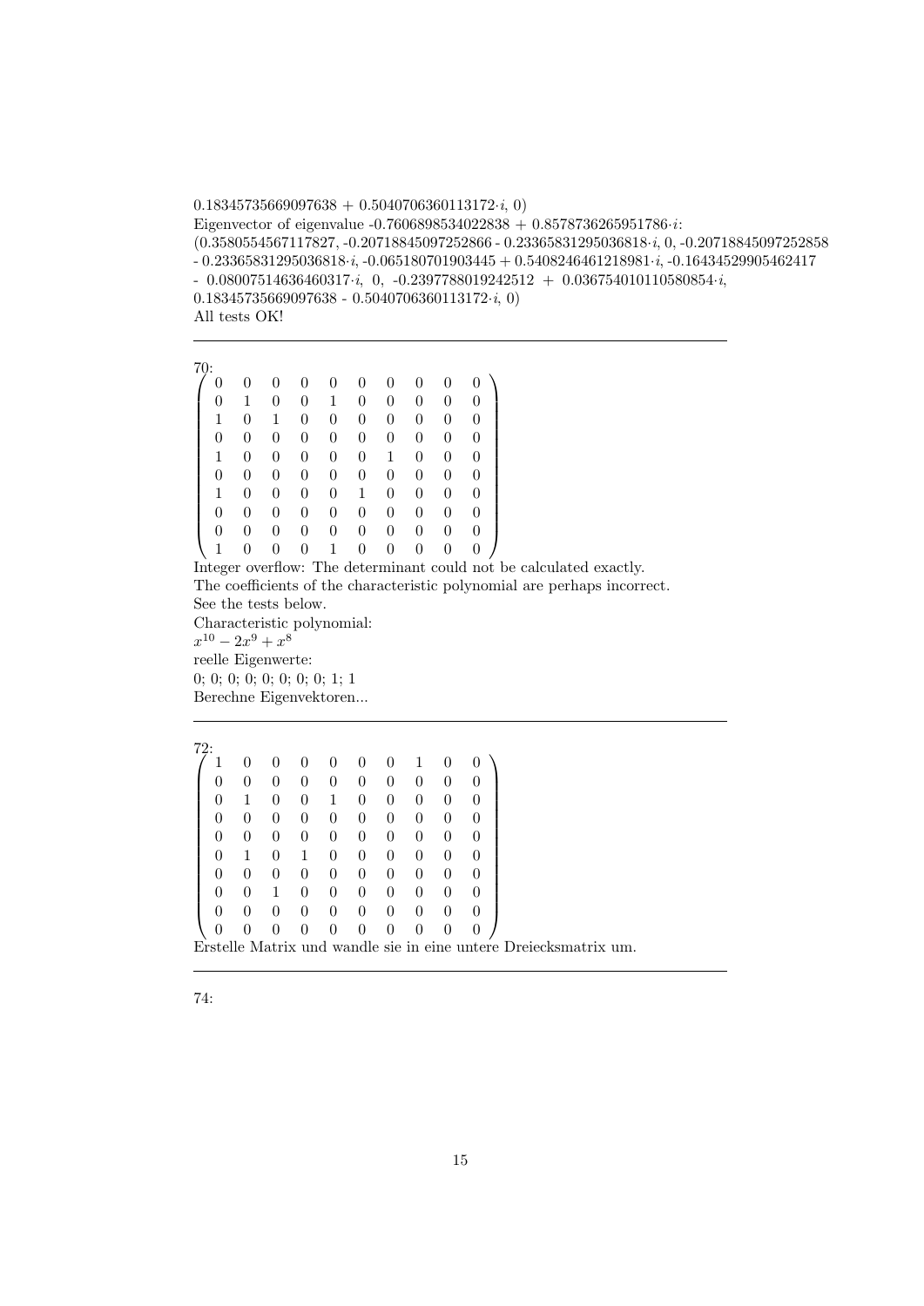0.18345735669097638 + 0.5040706360113172·$i$, 0)

Eigenvector of eigenvalue -0.7606898534022838 + 0.8578736265951786·$i$:

(0.3580554567117827, -0.20718845097252866 - 0.23365831295036818·$i$, 0, -0.20718845097252858 - 0.23365831295036818·$i$, -0.065180701903445 + 0.5408246461218981·$i$, -0.16434529905462417 - 0.08007514636460317·$i$, 0, -0.2397788019242512 + 0.036754010110580854·$i$, 0.18345735669097638 - 0.5040706360113172·$i$, 0)

All tests OK!

---

70:

$$\begin{pmatrix} 0 & 0 & 0 & 0 & 0 & 0 & 0 & 0 & 0 & 0 \\ 0 & 1 & 0 & 0 & 1 & 0 & 0 & 0 & 0 & 0 \\ 1 & 0 & 1 & 0 & 0 & 0 & 0 & 0 & 0 & 0 \\ 0 & 0 & 0 & 0 & 0 & 0 & 0 & 0 & 0 & 0 \\ 1 & 0 & 0 & 0 & 0 & 0 & 1 & 0 & 0 & 0 \\ 0 & 0 & 0 & 0 & 0 & 0 & 0 & 0 & 0 & 0 \\ 1 & 0 & 0 & 0 & 0 & 1 & 0 & 0 & 0 & 0 \\ 0 & 0 & 0 & 0 & 0 & 0 & 0 & 0 & 0 & 0 \\ 0 & 0 & 0 & 0 & 0 & 0 & 0 & 0 & 0 & 0 \\ 1 & 0 & 0 & 0 & 1 & 0 & 0 & 0 & 0 & 0 \end{pmatrix}$$

Integer overflow: The determinant could not be calculated exactly.

The coefficients of the characteristic polynomial are perhaps incorrect.

See the tests below.

Characteristic polynomial:

$x^{10} - 2x^9 + x^8$

reelle Eigenwerte:

0; 0; 0; 0; 0; 0; 0; 0; 1; 1

Berechne Eigenvektoren...

---

72:

$$\begin{pmatrix} 1 & 0 & 0 & 0 & 0 & 0 & 0 & 1 & 0 & 0 \\ 0 & 0 & 0 & 0 & 0 & 0 & 0 & 0 & 0 & 0 \\ 0 & 1 & 0 & 0 & 1 & 0 & 0 & 0 & 0 & 0 \\ 0 & 0 & 0 & 0 & 0 & 0 & 0 & 0 & 0 & 0 \\ 0 & 0 & 0 & 0 & 0 & 0 & 0 & 0 & 0 & 0 \\ 0 & 1 & 0 & 1 & 0 & 0 & 0 & 0 & 0 & 0 \\ 0 & 0 & 0 & 0 & 0 & 0 & 0 & 0 & 0 & 0 \\ 0 & 0 & 1 & 0 & 0 & 0 & 0 & 0 & 0 & 0 \\ 0 & 0 & 0 & 0 & 0 & 0 & 0 & 0 & 0 & 0 \\ 0 & 0 & 0 & 0 & 0 & 0 & 0 & 0 & 0 & 0 \end{pmatrix}$$

Erstelle Matrix und wandle sie in eine untere Dreiecksmatrix um.

---

74: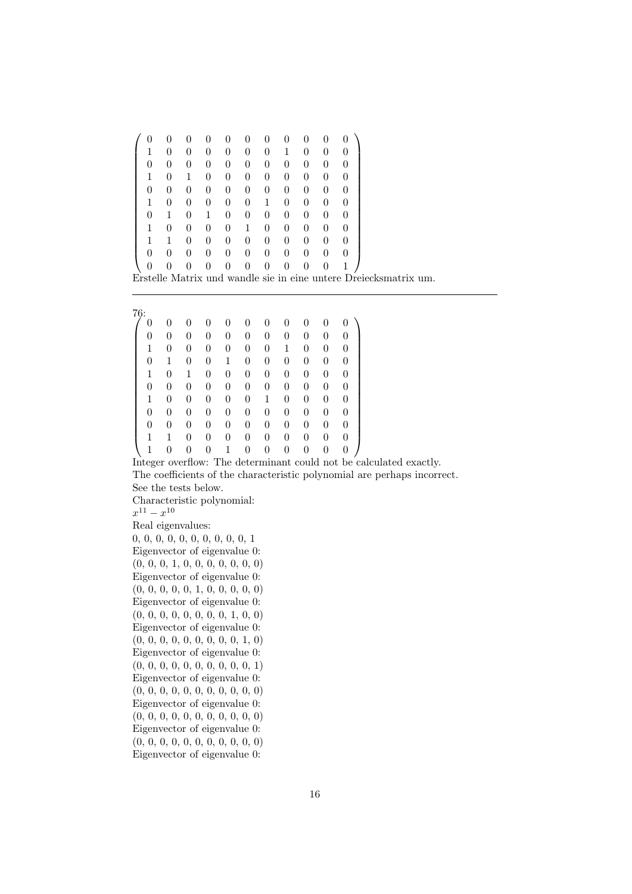$$
\begin{pmatrix}
0 & 0 & 0 & 0 & 0 & 0 & 0 & 0 & 0 & 0 & 0 \\
1 & 0 & 0 & 0 & 0 & 0 & 0 & 1 & 0 & 0 & 0 \\
0 & 0 & 0 & 0 & 0 & 0 & 0 & 0 & 0 & 0 & 0 \\
1 & 0 & 1 & 0 & 0 & 0 & 0 & 0 & 0 & 0 & 0 \\
0 & 0 & 0 & 0 & 0 & 0 & 0 & 0 & 0 & 0 & 0 \\
1 & 0 & 0 & 0 & 0 & 0 & 1 & 0 & 0 & 0 & 0 \\
0 & 1 & 0 & 1 & 0 & 0 & 0 & 0 & 0 & 0 & 0 \\
1 & 0 & 0 & 0 & 0 & 1 & 0 & 0 & 0 & 0 & 0 \\
1 & 1 & 0 & 0 & 0 & 0 & 0 & 0 & 0 & 0 & 0 \\
0 & 0 & 0 & 0 & 0 & 0 & 0 & 0 & 0 & 0 & 0 \\
0 & 0 & 0 & 0 & 0 & 0 & 0 & 0 & 0 & 0 & 1
\end{pmatrix}
$$

Erstelle Matrix und wandle sie in eine untere Dreiecksmatrix um.

---

76:

$$
\begin{pmatrix}
0 & 0 & 0 & 0 & 0 & 0 & 0 & 0 & 0 & 0 & 0 \\
0 & 0 & 0 & 0 & 0 & 0 & 0 & 0 & 0 & 0 & 0 \\
1 & 0 & 0 & 0 & 0 & 0 & 0 & 1 & 0 & 0 & 0 \\
0 & 1 & 0 & 0 & 1 & 0 & 0 & 0 & 0 & 0 & 0 \\
1 & 0 & 1 & 0 & 0 & 0 & 0 & 0 & 0 & 0 & 0 \\
0 & 0 & 0 & 0 & 0 & 0 & 0 & 0 & 0 & 0 & 0 \\
1 & 0 & 0 & 0 & 0 & 0 & 1 & 0 & 0 & 0 & 0 \\
0 & 0 & 0 & 0 & 0 & 0 & 0 & 0 & 0 & 0 & 0 \\
0 & 0 & 0 & 0 & 0 & 0 & 0 & 0 & 0 & 0 & 0 \\
1 & 1 & 0 & 0 & 0 & 0 & 0 & 0 & 0 & 0 & 0 \\
1 & 0 & 0 & 0 & 1 & 0 & 0 & 0 & 0 & 0 & 0
\end{pmatrix}
$$

Integer overflow: The determinant could not be calculated exactly.
The coefficients of the characteristic polynomial are perhaps incorrect.
See the tests below.

Characteristic polynomial:

$x^{11} - x^{10}$

Real eigenvalues:

0, 0, 0, 0, 0, 0, 0, 0, 0, 0, 1

Eigenvector of eigenvalue 0:
(0, 0, 0, 1, 0, 0, 0, 0, 0, 0, 0)

Eigenvector of eigenvalue 0:
(0, 0, 0, 0, 0, 1, 0, 0, 0, 0, 0)

Eigenvector of eigenvalue 0:
(0, 0, 0, 0, 0, 0, 0, 0, 1, 0, 0)

Eigenvector of eigenvalue 0:
(0, 0, 0, 0, 0, 0, 0, 0, 0, 1, 0)

Eigenvector of eigenvalue 0:
(0, 0, 0, 0, 0, 0, 0, 0, 0, 0, 1)

Eigenvector of eigenvalue 0:
(0, 0, 0, 0, 0, 0, 0, 0, 0, 0, 0)

Eigenvector of eigenvalue 0:
(0, 0, 0, 0, 0, 0, 0, 0, 0, 0, 0)

Eigenvector of eigenvalue 0:
(0, 0, 0, 0, 0, 0, 0, 0, 0, 0, 0)

Eigenvector of eigenvalue 0: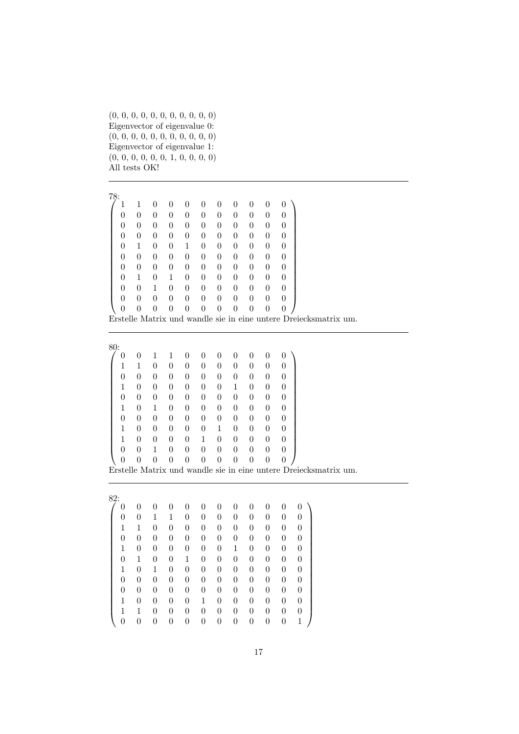(0, 0, 0, 0, 0, 0, 0, 0, 0, 0, 0)
Eigenvector of eigenvalue 0:
(0, 0, 0, 0, 0, 0, 0, 0, 0, 0, 0)
Eigenvector of eigenvalue 1:
(0, 0, 0, 0, 0, 0, 1, 0, 0, 0, 0)
All tests OK!

---

78:

$$
\begin{pmatrix}
1 & 1 & 0 & 0 & 0 & 0 & 0 & 0 & 0 & 0 & 0 \\
0 & 0 & 0 & 0 & 0 & 0 & 0 & 0 & 0 & 0 & 0 \\
0 & 0 & 0 & 0 & 0 & 0 & 0 & 0 & 0 & 0 & 0 \\
0 & 0 & 0 & 0 & 0 & 0 & 0 & 0 & 0 & 0 & 0 \\
0 & 1 & 0 & 0 & 1 & 0 & 0 & 0 & 0 & 0 & 0 \\
0 & 0 & 0 & 0 & 0 & 0 & 0 & 0 & 0 & 0 & 0 \\
0 & 0 & 0 & 0 & 0 & 0 & 0 & 0 & 0 & 0 & 0 \\
0 & 1 & 0 & 1 & 0 & 0 & 0 & 0 & 0 & 0 & 0 \\
0 & 0 & 1 & 0 & 0 & 0 & 0 & 0 & 0 & 0 & 0 \\
0 & 0 & 0 & 0 & 0 & 0 & 0 & 0 & 0 & 0 & 0 \\
0 & 0 & 0 & 0 & 0 & 0 & 0 & 0 & 0 & 0 & 0
\end{pmatrix}
$$

Erstelle Matrix und wandle sie in eine untere Dreiecksmatrix um.

---

80:

$$
\begin{pmatrix}
0 & 0 & 1 & 1 & 0 & 0 & 0 & 0 & 0 & 0 & 0 \\
1 & 1 & 0 & 0 & 0 & 0 & 0 & 0 & 0 & 0 & 0 \\
0 & 0 & 0 & 0 & 0 & 0 & 0 & 0 & 0 & 0 & 0 \\
1 & 0 & 0 & 0 & 0 & 0 & 0 & 1 & 0 & 0 & 0 \\
0 & 0 & 0 & 0 & 0 & 0 & 0 & 0 & 0 & 0 & 0 \\
1 & 0 & 1 & 0 & 0 & 0 & 0 & 0 & 0 & 0 & 0 \\
0 & 0 & 0 & 0 & 0 & 0 & 0 & 0 & 0 & 0 & 0 \\
1 & 0 & 0 & 0 & 0 & 0 & 1 & 0 & 0 & 0 & 0 \\
1 & 0 & 0 & 0 & 0 & 1 & 0 & 0 & 0 & 0 & 0 \\
0 & 0 & 1 & 0 & 0 & 0 & 0 & 0 & 0 & 0 & 0 \\
0 & 0 & 0 & 0 & 0 & 0 & 0 & 0 & 0 & 0 & 0
\end{pmatrix}
$$

Erstelle Matrix und wandle sie in eine untere Dreiecksmatrix um.

---

82:

$$
\begin{pmatrix}
0 & 0 & 0 & 0 & 0 & 0 & 0 & 0 & 0 & 0 & 0 & 0 \\
0 & 0 & 1 & 1 & 0 & 0 & 0 & 0 & 0 & 0 & 0 & 0 \\
1 & 1 & 0 & 0 & 0 & 0 & 0 & 0 & 0 & 0 & 0 & 0 \\
0 & 0 & 0 & 0 & 0 & 0 & 0 & 0 & 0 & 0 & 0 & 0 \\
1 & 0 & 0 & 0 & 0 & 0 & 0 & 1 & 0 & 0 & 0 & 0 \\
0 & 1 & 0 & 0 & 1 & 0 & 0 & 0 & 0 & 0 & 0 & 0 \\
1 & 0 & 1 & 0 & 0 & 0 & 0 & 0 & 0 & 0 & 0 & 0 \\
0 & 0 & 0 & 0 & 0 & 0 & 0 & 0 & 0 & 0 & 0 & 0 \\
0 & 0 & 0 & 0 & 0 & 0 & 0 & 0 & 0 & 0 & 0 & 0 \\
1 & 0 & 0 & 0 & 0 & 1 & 0 & 0 & 0 & 0 & 0 & 0 \\
1 & 1 & 0 & 0 & 0 & 0 & 0 & 0 & 0 & 0 & 0 & 0 \\
0 & 0 & 0 & 0 & 0 & 0 & 0 & 0 & 0 & 0 & 0 & 1
\end{pmatrix}
$$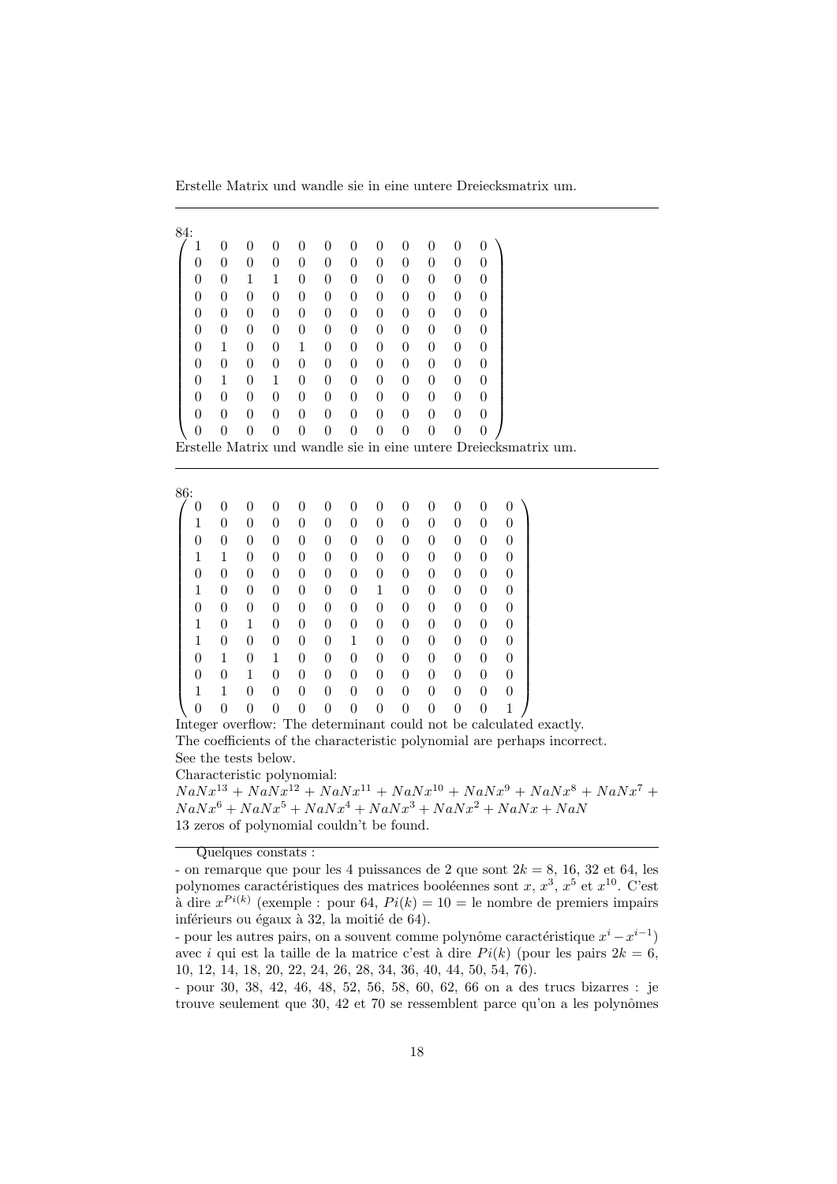Erstelle Matrix und wandle sie in eine untere Dreiecksmatrix um.

---

84:

$$\begin{pmatrix}
1 & 0 & 0 & 0 & 0 & 0 & 0 & 0 & 0 & 0 & 0 & 0 \\
0 & 0 & 0 & 0 & 0 & 0 & 0 & 0 & 0 & 0 & 0 & 0 \\
0 & 0 & 1 & 1 & 0 & 0 & 0 & 0 & 0 & 0 & 0 & 0 \\
0 & 0 & 0 & 0 & 0 & 0 & 0 & 0 & 0 & 0 & 0 & 0 \\
0 & 0 & 0 & 0 & 0 & 0 & 0 & 0 & 0 & 0 & 0 & 0 \\
0 & 0 & 0 & 0 & 0 & 0 & 0 & 0 & 0 & 0 & 0 & 0 \\
0 & 1 & 0 & 0 & 1 & 0 & 0 & 0 & 0 & 0 & 0 & 0 \\
0 & 0 & 0 & 0 & 0 & 0 & 0 & 0 & 0 & 0 & 0 & 0 \\
0 & 1 & 0 & 1 & 0 & 0 & 0 & 0 & 0 & 0 & 0 & 0 \\
0 & 0 & 0 & 0 & 0 & 0 & 0 & 0 & 0 & 0 & 0 & 0 \\
0 & 0 & 0 & 0 & 0 & 0 & 0 & 0 & 0 & 0 & 0 & 0 \\
0 & 0 & 0 & 0 & 0 & 0 & 0 & 0 & 0 & 0 & 0 & 0
\end{pmatrix}$$

Erstelle Matrix und wandle sie in eine untere Dreiecksmatrix um.

---

86:

$$\begin{pmatrix}
0 & 0 & 0 & 0 & 0 & 0 & 0 & 0 & 0 & 0 & 0 & 0 & 0 \\
1 & 0 & 0 & 0 & 0 & 0 & 0 & 0 & 0 & 0 & 0 & 0 & 0 \\
0 & 0 & 0 & 0 & 0 & 0 & 0 & 0 & 0 & 0 & 0 & 0 & 0 \\
1 & 1 & 0 & 0 & 0 & 0 & 0 & 0 & 0 & 0 & 0 & 0 & 0 \\
0 & 0 & 0 & 0 & 0 & 0 & 0 & 0 & 0 & 0 & 0 & 0 & 0 \\
1 & 0 & 0 & 0 & 0 & 0 & 0 & 1 & 0 & 0 & 0 & 0 & 0 \\
0 & 0 & 0 & 0 & 0 & 0 & 0 & 0 & 0 & 0 & 0 & 0 & 0 \\
1 & 0 & 1 & 0 & 0 & 0 & 0 & 0 & 0 & 0 & 0 & 0 & 0 \\
1 & 0 & 0 & 0 & 0 & 0 & 1 & 0 & 0 & 0 & 0 & 0 & 0 \\
0 & 1 & 0 & 1 & 0 & 0 & 0 & 0 & 0 & 0 & 0 & 0 & 0 \\
0 & 0 & 1 & 0 & 0 & 0 & 0 & 0 & 0 & 0 & 0 & 0 & 0 \\
1 & 1 & 0 & 0 & 0 & 0 & 0 & 0 & 0 & 0 & 0 & 0 & 0 \\
0 & 0 & 0 & 0 & 0 & 0 & 0 & 0 & 0 & 0 & 0 & 0 & 1
\end{pmatrix}$$

Integer overflow: The determinant could not be calculated exactly.
The coefficients of the characteristic polynomial are perhaps incorrect.
See the tests below.
Characteristic polynomial:
$NaNx^{13} + NaNx^{12} + NaNx^{11} + NaNx^{10} + NaNx^{9} + NaNx^{8} + NaNx^{7} + NaNx^{6} + NaNx^{5} + NaNx^{4} + NaNx^{3} + NaNx^{2} + NaNx + NaN$
13 zeros of polynomial couldn't be found.

---

Quelques constats :

- on remarque que pour les 4 puissances de 2 que sont $2k = 8$, 16, 32 et 64, les polynomes caractéristiques des matrices booléennes sont $x$, $x^3$, $x^5$ et $x^{10}$. C'est à dire $x^{Pi(k)}$ (exemple : pour 64, $Pi(k) = 10 =$ le nombre de premiers impairs inférieurs ou égaux à 32, la moitié de 64).
- pour les autres pairs, on a souvent comme polynôme caractéristique $x^i - x^{i-1}$) avec $i$ qui est la taille de la matrice c'est à dire $Pi(k)$ (pour les pairs $2k = 6$, 10, 12, 14, 18, 20, 22, 24, 26, 28, 34, 36, 40, 44, 50, 54, 76).
- pour 30, 38, 42, 46, 48, 52, 56, 58, 60, 62, 66 on a des trucs bizarres : je trouve seulement que 30, 42 et 70 se ressemblent parce qu'on a les polynômes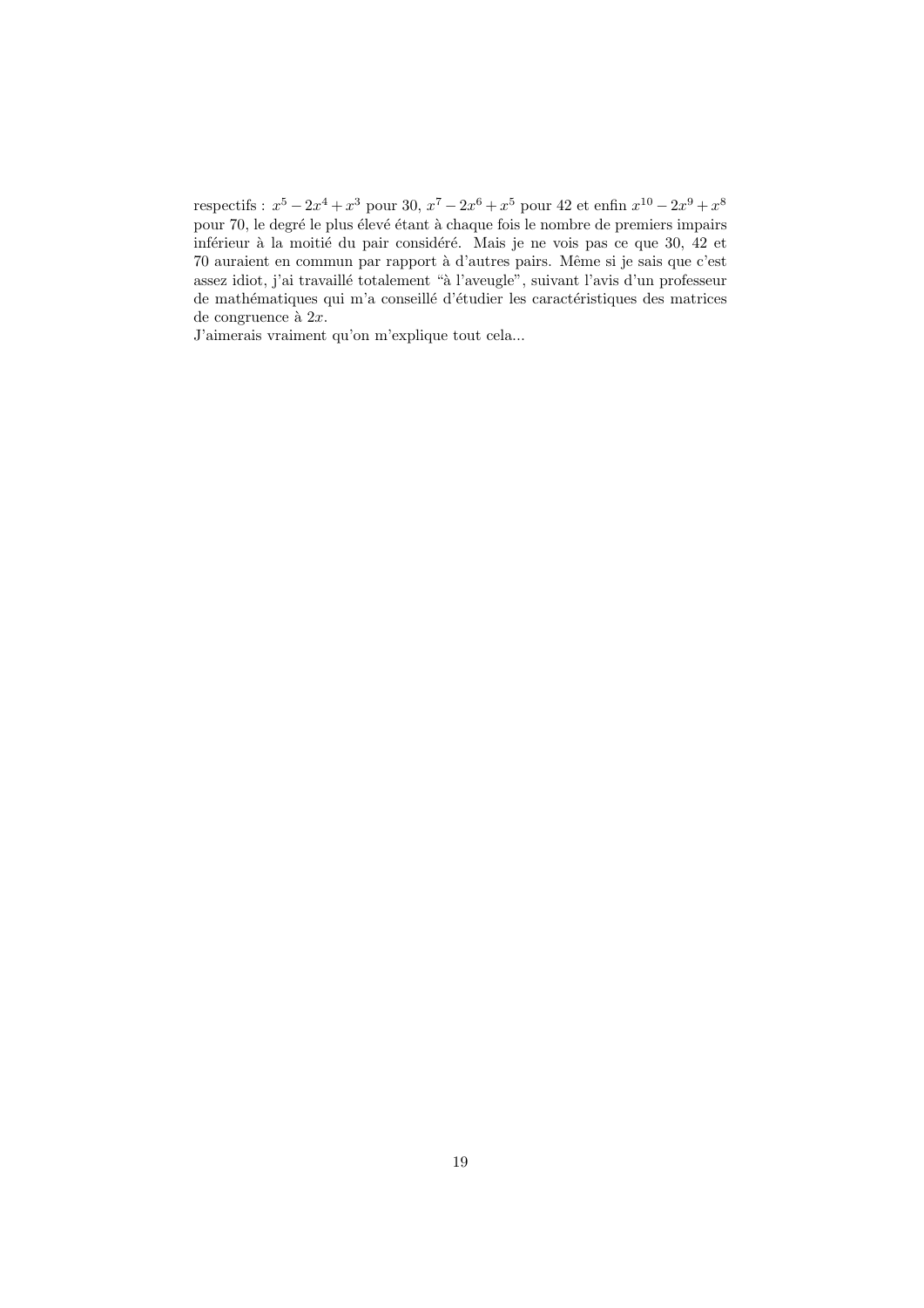respectifs : $x^5 - 2x^4 + x^3$ pour 30, $x^7 - 2x^6 + x^5$ pour 42 et enfin $x^{10} - 2x^9 + x^8$ pour 70, le degré le plus élevé étant à chaque fois le nombre de premiers impairs inférieur à la moitié du pair considéré. Mais je ne vois pas ce que 30, 42 et 70 auraient en commun par rapport à d'autres pairs. Même si je sais que c'est assez idiot, j'ai travaillé totalement "à l'aveugle", suivant l'avis d'un professeur de mathématiques qui m'a conseillé d'étudier les caractéristiques des matrices de congruence à $2x$.

J'aimerais vraiment qu'on m'explique tout cela...